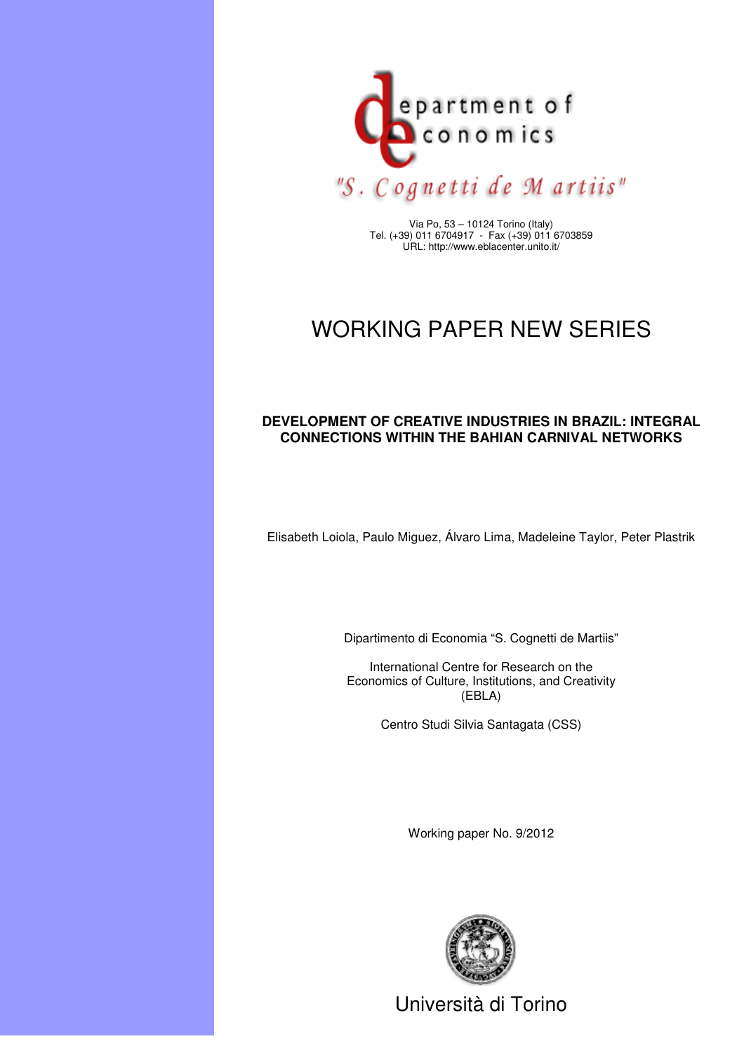department of economics

"S. Cognetti de Martiis"

Via Po, 53 – 10124 Torino (Italy)
Tel. (+39) 011 6704917 - Fax (+39) 011 6703859
URL: http://www.eblacenter.unito.it/

# WORKING PAPER NEW SERIES

## DEVELOPMENT OF CREATIVE INDUSTRIES IN BRAZIL: INTEGRAL CONNECTIONS WITHIN THE BAHIAN CARNIVAL NETWORKS

Elisabeth Loiola, Paulo Miguez, Álvaro Lima, Madeleine Taylor, Peter Plastrik

Dipartimento di Economia "S. Cognetti de Martiis"

International Centre for Research on the Economics of Culture, Institutions, and Creativity (EBLA)

Centro Studi Silvia Santagata (CSS)

Working paper No. 9/2012

Università di Torino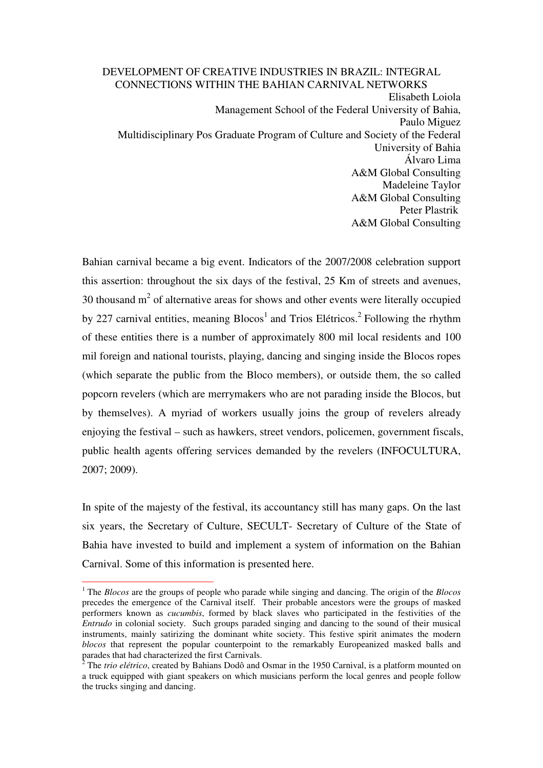# DEVELOPMENT OF CREATIVE INDUSTRIES IN BRAZIL: INTEGRAL CONNECTIONS WITHIN THE BAHIAN CARNIVAL NETWORKS

Elisabeth Loiola
Management School of the Federal University of Bahia,
Paulo Miguez
Multidisciplinary Pos Graduate Program of Culture and Society of the Federal University of Bahia
Álvaro Lima
A&M Global Consulting
Madeleine Taylor
A&M Global Consulting
Peter Plastrik
A&M Global Consulting

Bahian carnival became a big event. Indicators of the 2007/2008 celebration support this assertion: throughout the six days of the festival, 25 Km of streets and avenues, 30 thousand m$^2$ of alternative areas for shows and other events were literally occupied by 227 carnival entities, meaning Blocos[1] and Trios Elétricos.[2] Following the rhythm of these entities there is a number of approximately 800 mil local residents and 100 mil foreign and national tourists, playing, dancing and singing inside the Blocos ropes (which separate the public from the Bloco members), or outside them, the so called popcorn revelers (which are merrymakers who are not parading inside the Blocos, but by themselves). A myriad of workers usually joins the group of revelers already enjoying the festival – such as hawkers, street vendors, policemen, government fiscals, public health agents offering services demanded by the revelers (INFOCULTURA, 2007; 2009).

In spite of the majesty of the festival, its accountancy still has many gaps. On the last six years, the Secretary of Culture, SECULT- Secretary of Culture of the State of Bahia have invested to build and implement a system of information on the Bahian Carnival. Some of this information is presented here.

---

[1] The *Blocos* are the groups of people who parade while singing and dancing. The origin of the *Blocos* precedes the emergence of the Carnival itself. Their probable ancestors were the groups of masked performers known as *cucumbis*, formed by black slaves who participated in the festivities of the *Entrudo* in colonial society. Such groups paraded singing and dancing to the sound of their musical instruments, mainly satirizing the dominant white society. This festive spirit animates the modern *blocos* that represent the popular counterpoint to the remarkably Europeanized masked balls and parades that had characterized the first Carnivals.

[2] The *trio elétrico*, created by Bahians Dodô and Osmar in the 1950 Carnival, is a platform mounted on a truck equipped with giant speakers on which musicians perform the local genres and people follow the trucks singing and dancing.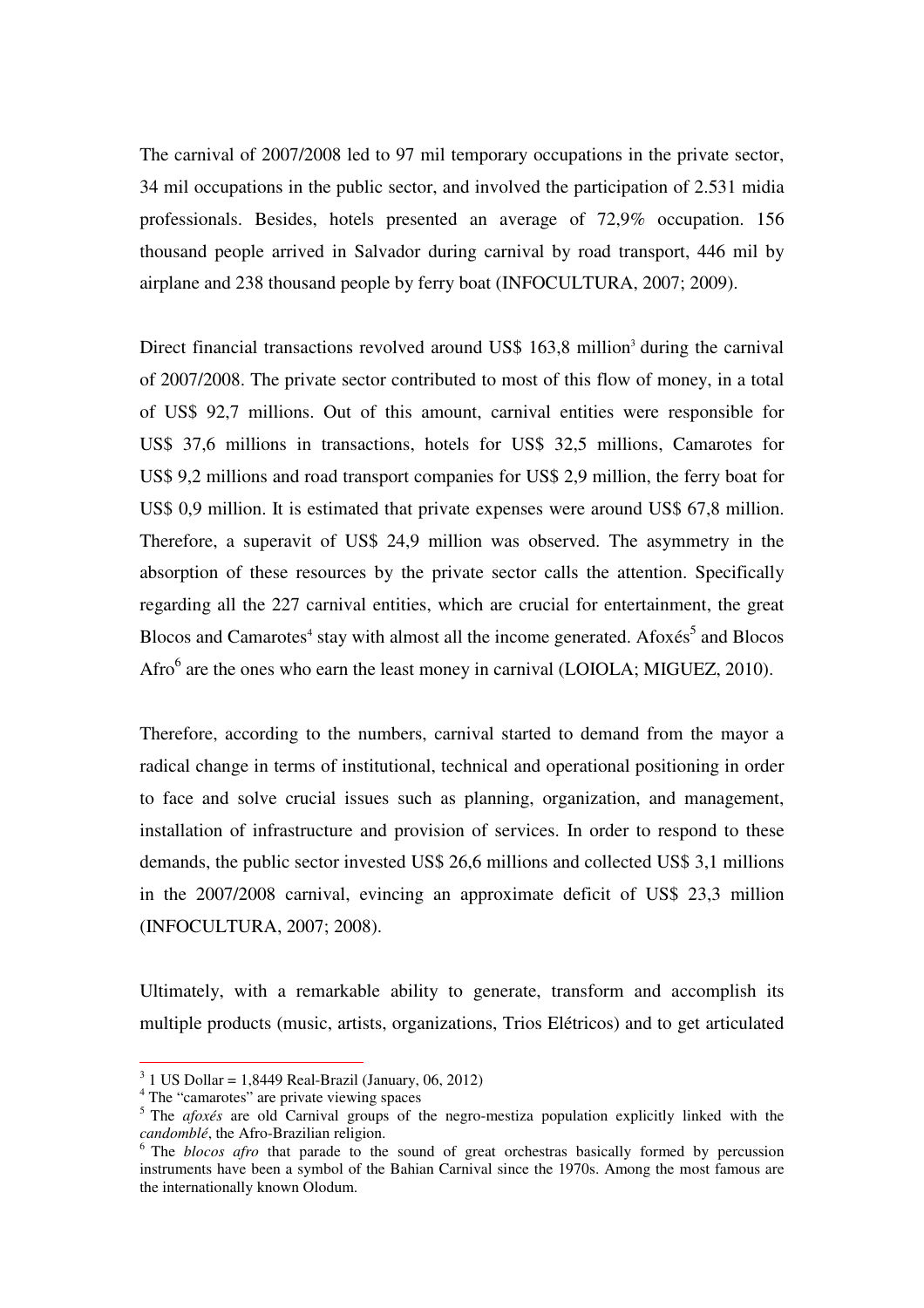The carnival of 2007/2008 led to 97 mil temporary occupations in the private sector, 34 mil occupations in the public sector, and involved the participation of 2.531 midia professionals. Besides, hotels presented an average of 72,9% occupation. 156 thousand people arrived in Salvador during carnival by road transport, 446 mil by airplane and 238 thousand people by ferry boat (INFOCULTURA, 2007; 2009).

Direct financial transactions revolved around US$ 163,8 million[3] during the carnival of 2007/2008. The private sector contributed to most of this flow of money, in a total of US$ 92,7 millions. Out of this amount, carnival entities were responsible for US$ 37,6 millions in transactions, hotels for US$ 32,5 millions, Camarotes for US$ 9,2 millions and road transport companies for US$ 2,9 million, the ferry boat for US$ 0,9 million. It is estimated that private expenses were around US$ 67,8 million. Therefore, a superavit of US$ 24,9 million was observed. The asymmetry in the absorption of these resources by the private sector calls the attention. Specifically regarding all the 227 carnival entities, which are crucial for entertainment, the great Blocos and Camarotes[4] stay with almost all the income generated. Afoxés[5] and Blocos Afro[6] are the ones who earn the least money in carnival (LOIOLA; MIGUEZ, 2010).

Therefore, according to the numbers, carnival started to demand from the mayor a radical change in terms of institutional, technical and operational positioning in order to face and solve crucial issues such as planning, organization, and management, installation of infrastructure and provision of services. In order to respond to these demands, the public sector invested US$ 26,6 millions and collected US$ 3,1 millions in the 2007/2008 carnival, evincing an approximate deficit of US$ 23,3 million (INFOCULTURA, 2007; 2008).

Ultimately, with a remarkable ability to generate, transform and accomplish its multiple products (music, artists, organizations, Trios Elétricos) and to get articulated

---

[3] 1 US Dollar = 1,8449 Real-Brazil (January, 06, 2012)

[4] The "camarotes" are private viewing spaces

[5] The *afoxés* are old Carnival groups of the negro-mestiza population explicitly linked with the *candomblé*, the Afro-Brazilian religion.

[6] The *blocos afro* that parade to the sound of great orchestras basically formed by percussion instruments have been a symbol of the Bahian Carnival since the 1970s. Among the most famous are the internationally known Olodum.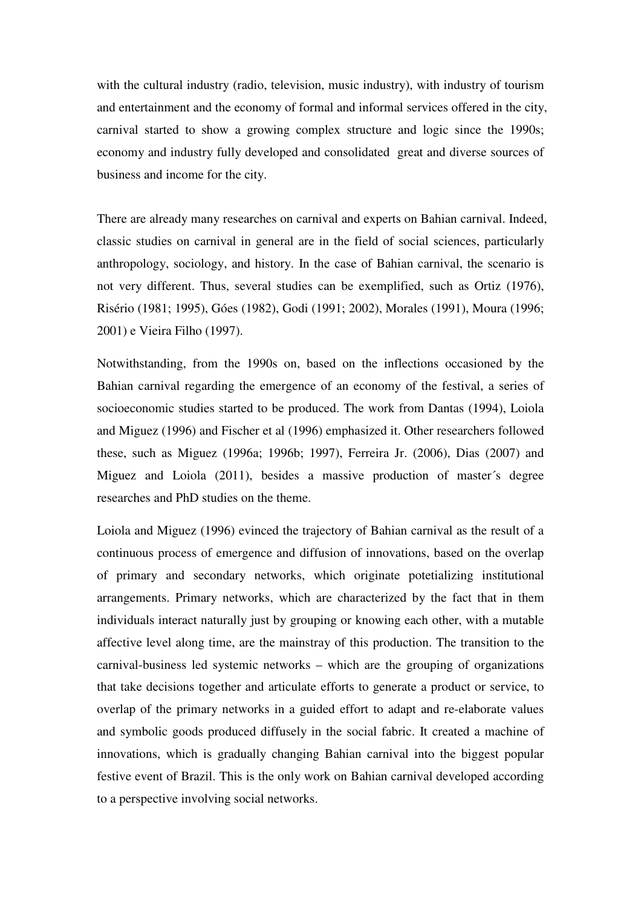with the cultural industry (radio, television, music industry), with industry of tourism and entertainment and the economy of formal and informal services offered in the city, carnival started to show a growing complex structure and logic since the 1990s; economy and industry fully developed and consolidated great and diverse sources of business and income for the city.

There are already many researches on carnival and experts on Bahian carnival. Indeed, classic studies on carnival in general are in the field of social sciences, particularly anthropology, sociology, and history. In the case of Bahian carnival, the scenario is not very different. Thus, several studies can be exemplified, such as Ortiz (1976), Risério (1981; 1995), Góes (1982), Godi (1991; 2002), Morales (1991), Moura (1996; 2001) e Vieira Filho (1997).

Notwithstanding, from the 1990s on, based on the inflections occasioned by the Bahian carnival regarding the emergence of an economy of the festival, a series of socioeconomic studies started to be produced. The work from Dantas (1994), Loiola and Miguez (1996) and Fischer et al (1996) emphasized it. Other researchers followed these, such as Miguez (1996a; 1996b; 1997), Ferreira Jr. (2006), Dias (2007) and Miguez and Loiola (2011), besides a massive production of master´s degree researches and PhD studies on the theme.

Loiola and Miguez (1996) evinced the trajectory of Bahian carnival as the result of a continuous process of emergence and diffusion of innovations, based on the overlap of primary and secondary networks, which originate potetializing institutional arrangements. Primary networks, which are characterized by the fact that in them individuals interact naturally just by grouping or knowing each other, with a mutable affective level along time, are the mainstray of this production. The transition to the carnival-business led systemic networks – which are the grouping of organizations that take decisions together and articulate efforts to generate a product or service, to overlap of the primary networks in a guided effort to adapt and re-elaborate values and symbolic goods produced diffusely in the social fabric. It created a machine of innovations, which is gradually changing Bahian carnival into the biggest popular festive event of Brazil. This is the only work on Bahian carnival developed according to a perspective involving social networks.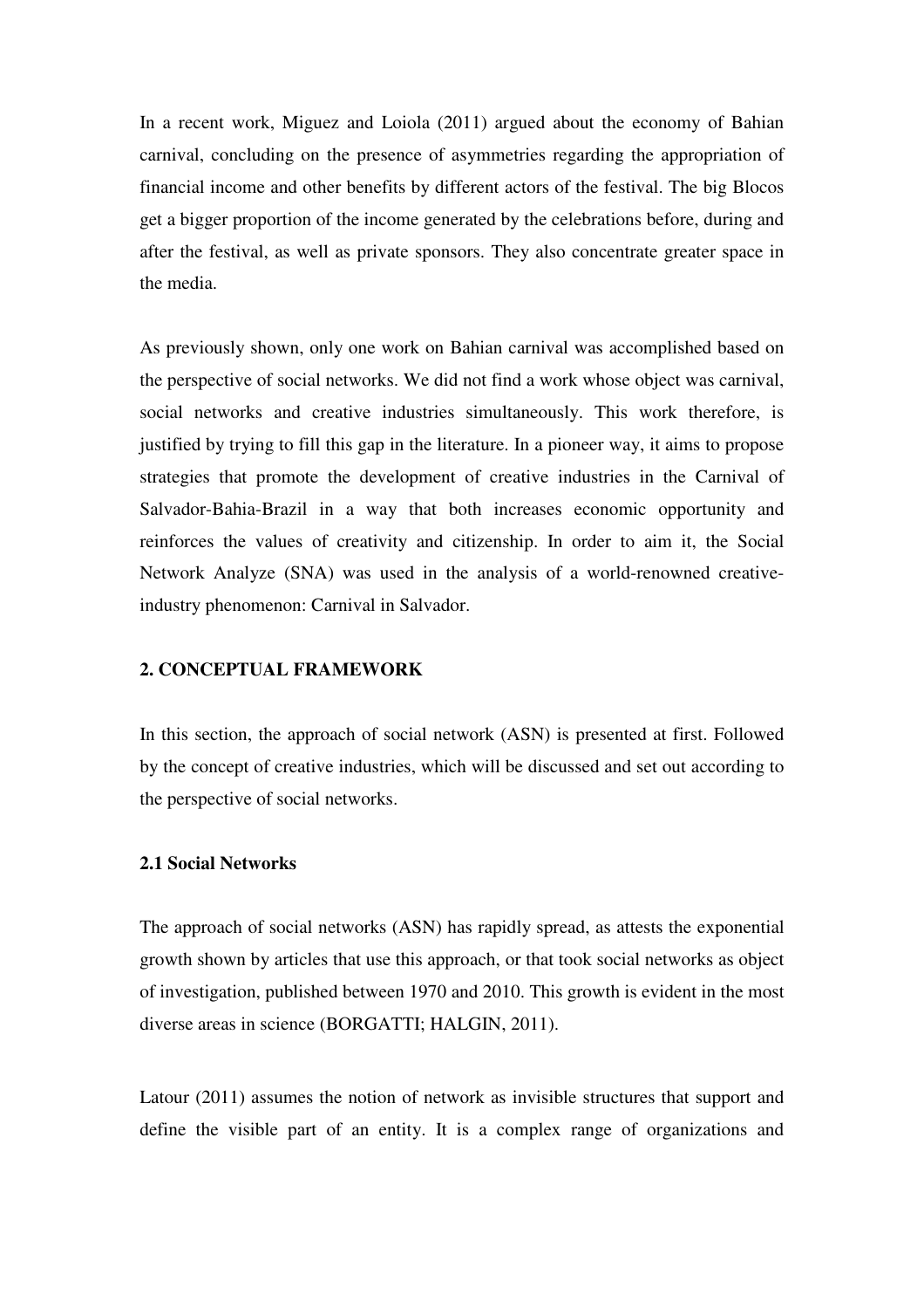In a recent work, Miguez and Loiola (2011) argued about the economy of Bahian carnival, concluding on the presence of asymmetries regarding the appropriation of financial income and other benefits by different actors of the festival. The big Blocos get a bigger proportion of the income generated by the celebrations before, during and after the festival, as well as private sponsors. They also concentrate greater space in the media.

As previously shown, only one work on Bahian carnival was accomplished based on the perspective of social networks. We did not find a work whose object was carnival, social networks and creative industries simultaneously. This work therefore, is justified by trying to fill this gap in the literature. In a pioneer way, it aims to propose strategies that promote the development of creative industries in the Carnival of Salvador-Bahia-Brazil in a way that both increases economic opportunity and reinforces the values of creativity and citizenship. In order to aim it, the Social Network Analyze (SNA) was used in the analysis of a world-renowned creative-industry phenomenon: Carnival in Salvador.

## 2. CONCEPTUAL FRAMEWORK

In this section, the approach of social network (ASN) is presented at first. Followed by the concept of creative industries, which will be discussed and set out according to the perspective of social networks.

### 2.1 Social Networks

The approach of social networks (ASN) has rapidly spread, as attests the exponential growth shown by articles that use this approach, or that took social networks as object of investigation, published between 1970 and 2010. This growth is evident in the most diverse areas in science (BORGATTI; HALGIN, 2011).

Latour (2011) assumes the notion of network as invisible structures that support and define the visible part of an entity. It is a complex range of organizations and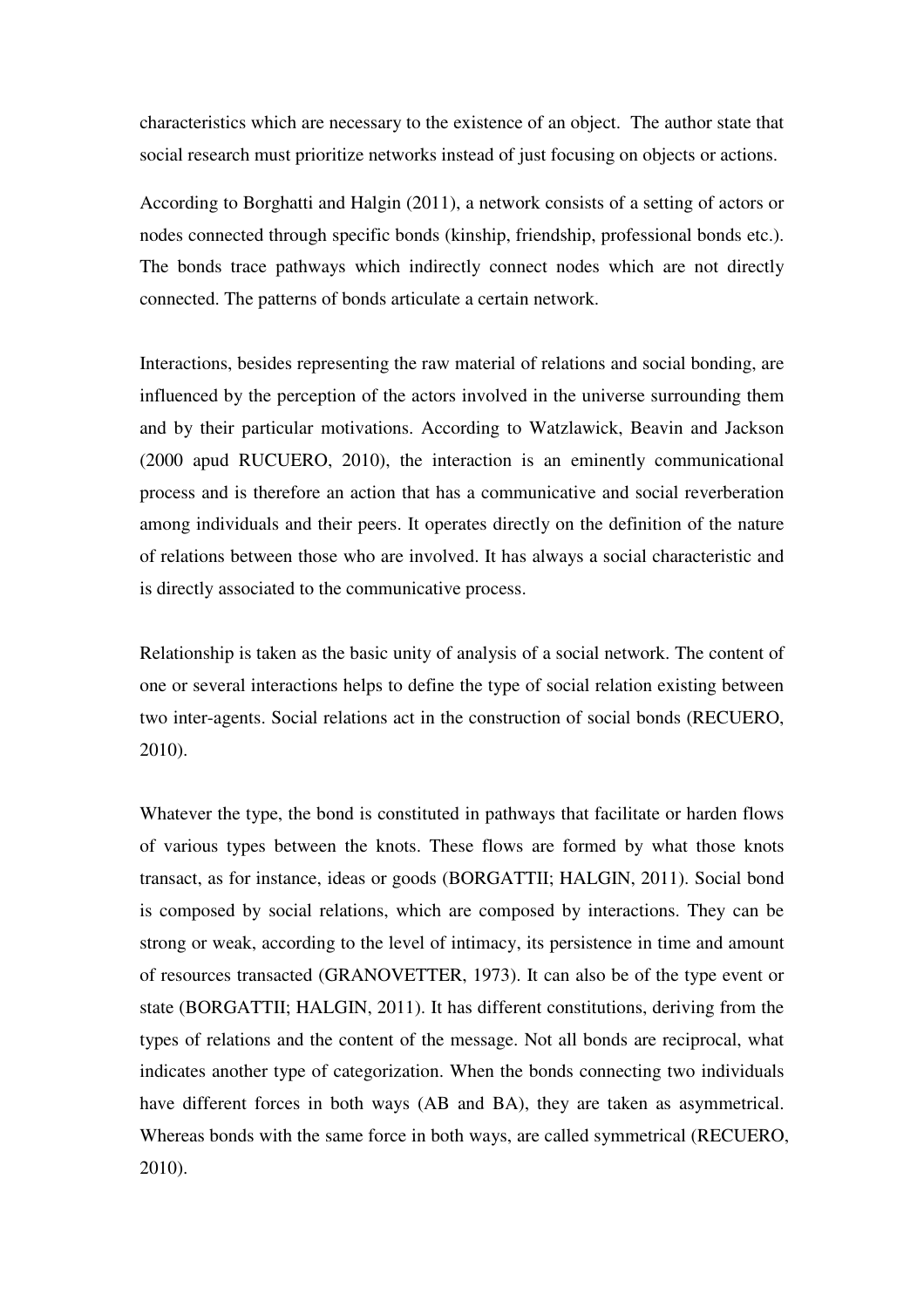characteristics which are necessary to the existence of an object. The author state that social research must prioritize networks instead of just focusing on objects or actions.

According to Borghatti and Halgin (2011), a network consists of a setting of actors or nodes connected through specific bonds (kinship, friendship, professional bonds etc.). The bonds trace pathways which indirectly connect nodes which are not directly connected. The patterns of bonds articulate a certain network.

Interactions, besides representing the raw material of relations and social bonding, are influenced by the perception of the actors involved in the universe surrounding them and by their particular motivations. According to Watzlawick, Beavin and Jackson (2000 apud RUCUERO, 2010), the interaction is an eminently communicational process and is therefore an action that has a communicative and social reverberation among individuals and their peers. It operates directly on the definition of the nature of relations between those who are involved. It has always a social characteristic and is directly associated to the communicative process.

Relationship is taken as the basic unity of analysis of a social network. The content of one or several interactions helps to define the type of social relation existing between two inter-agents. Social relations act in the construction of social bonds (RECUERO, 2010).

Whatever the type, the bond is constituted in pathways that facilitate or harden flows of various types between the knots. These flows are formed by what those knots transact, as for instance, ideas or goods (BORGATTII; HALGIN, 2011). Social bond is composed by social relations, which are composed by interactions. They can be strong or weak, according to the level of intimacy, its persistence in time and amount of resources transacted (GRANOVETTER, 1973). It can also be of the type event or state (BORGATTII; HALGIN, 2011). It has different constitutions, deriving from the types of relations and the content of the message. Not all bonds are reciprocal, what indicates another type of categorization. When the bonds connecting two individuals have different forces in both ways (AB and BA), they are taken as asymmetrical. Whereas bonds with the same force in both ways, are called symmetrical (RECUERO, 2010).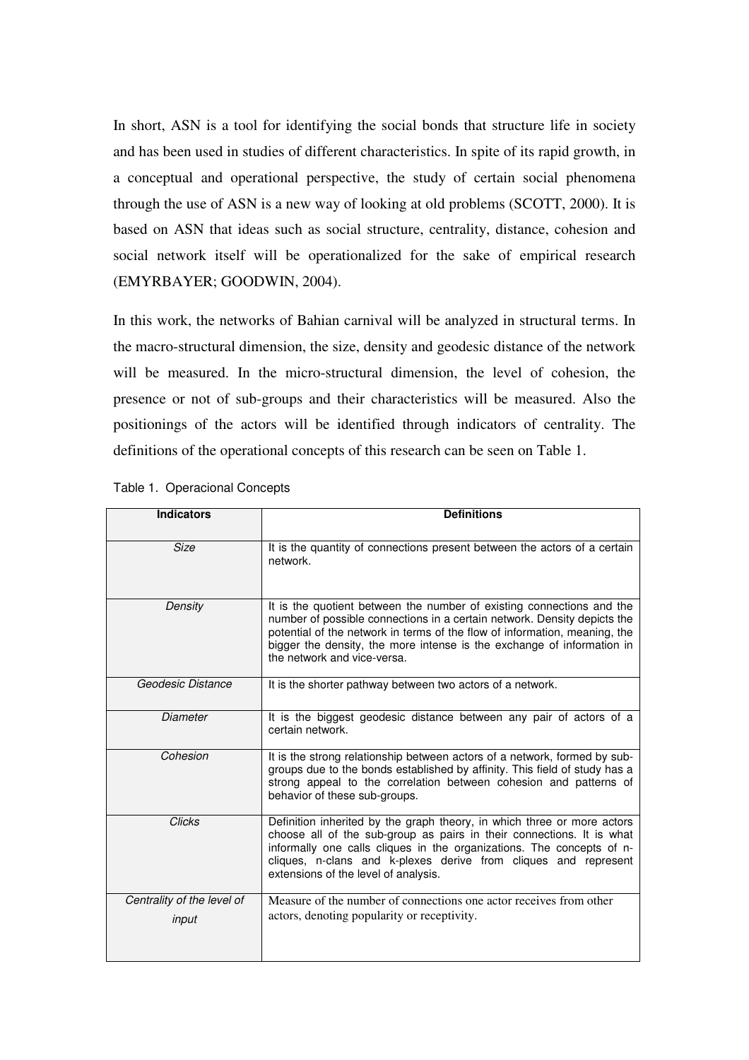In short, ASN is a tool for identifying the social bonds that structure life in society and has been used in studies of different characteristics. In spite of its rapid growth, in a conceptual and operational perspective, the study of certain social phenomena through the use of ASN is a new way of looking at old problems (SCOTT, 2000). It is based on ASN that ideas such as social structure, centrality, distance, cohesion and social network itself will be operationalized for the sake of empirical research (EMYRBAYER; GOODWIN, 2004).

In this work, the networks of Bahian carnival will be analyzed in structural terms. In the macro-structural dimension, the size, density and geodesic distance of the network will be measured. In the micro-structural dimension, the level of cohesion, the presence or not of sub-groups and their characteristics will be measured. Also the positionings of the actors will be identified through indicators of centrality. The definitions of the operational concepts of this research can be seen on Table 1.

Table 1. Operacional Concepts

| Indicators | Definitions |
|---|---|
| *Size* | It is the quantity of connections present between the actors of a certain network. |
| *Density* | It is the quotient between the number of existing connections and the number of possible connections in a certain network. Density depicts the potential of the network in terms of the flow of information, meaning, the bigger the density, the more intense is the exchange of information in the network and vice-versa. |
| *Geodesic Distance* | It is the shorter pathway between two actors of a network. |
| *Diameter* | It is the biggest geodesic distance between any pair of actors of a certain network. |
| *Cohesion* | It is the strong relationship between actors of a network, formed by sub-groups due to the bonds established by affinity. This field of study has a strong appeal to the correlation between cohesion and patterns of behavior of these sub-groups. |
| *Clicks* | Definition inherited by the graph theory, in which three or more actors choose all of the sub-group as pairs in their connections. It is what informally one calls cliques in the organizations. The concepts of n-cliques, n-clans and k-plexes derive from cliques and represent extensions of the level of analysis. |
| *Centrality of the level of input* | Measure of the number of connections one actor receives from other actors, denoting popularity or receptivity. |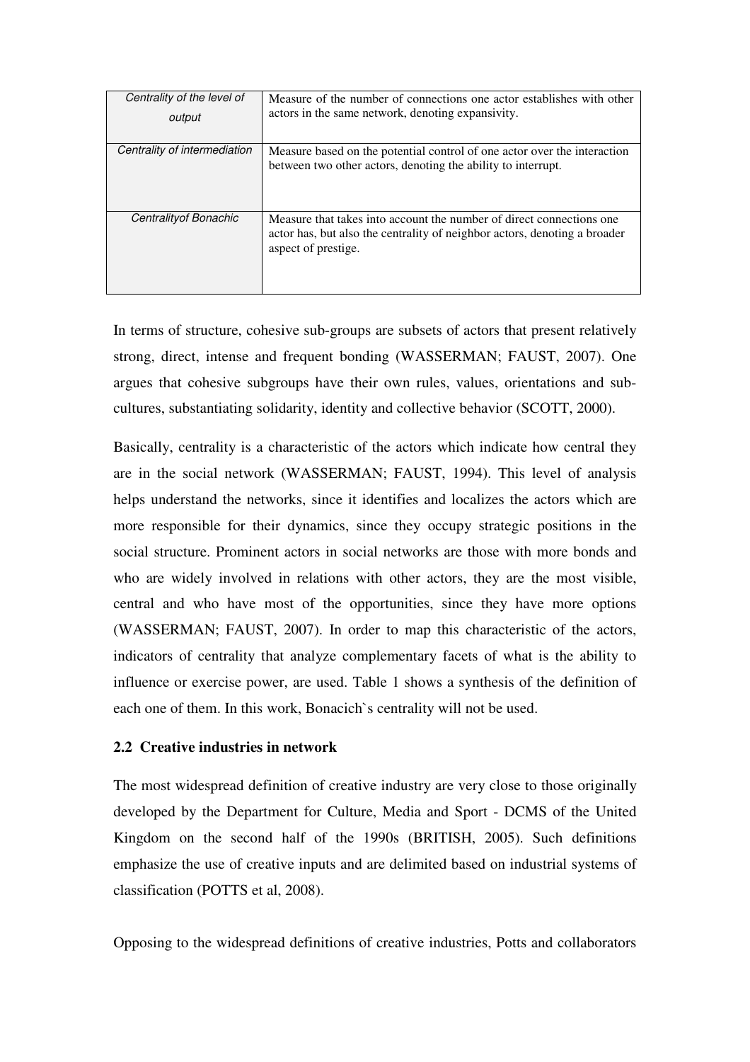| *Centrality of the level of output* | Measure of the number of connections one actor establishes with other actors in the same network, denoting expansivity. |
|---|---|
| *Centrality of intermediation* | Measure based on the potential control of one actor over the interaction between two other actors, denoting the ability to interrupt. |
| *Centralityof Bonachic* | Measure that takes into account the number of direct connections one actor has, but also the centrality of neighbor actors, denoting a broader aspect of prestige. |

In terms of structure, cohesive sub-groups are subsets of actors that present relatively strong, direct, intense and frequent bonding (WASSERMAN; FAUST, 2007). One argues that cohesive subgroups have their own rules, values, orientations and sub-cultures, substantiating solidarity, identity and collective behavior (SCOTT, 2000).

Basically, centrality is a characteristic of the actors which indicate how central they are in the social network (WASSERMAN; FAUST, 1994). This level of analysis helps understand the networks, since it identifies and localizes the actors which are more responsible for their dynamics, since they occupy strategic positions in the social structure. Prominent actors in social networks are those with more bonds and who are widely involved in relations with other actors, they are the most visible, central and who have most of the opportunities, since they have more options (WASSERMAN; FAUST, 2007). In order to map this characteristic of the actors, indicators of centrality that analyze complementary facets of what is the ability to influence or exercise power, are used. Table 1 shows a synthesis of the definition of each one of them. In this work, Bonacich`s centrality will not be used.

### 2.2 Creative industries in network

The most widespread definition of creative industry are very close to those originally developed by the Department for Culture, Media and Sport - DCMS of the United Kingdom on the second half of the 1990s (BRITISH, 2005). Such definitions emphasize the use of creative inputs and are delimited based on industrial systems of classification (POTTS et al, 2008).

Opposing to the widespread definitions of creative industries, Potts and collaborators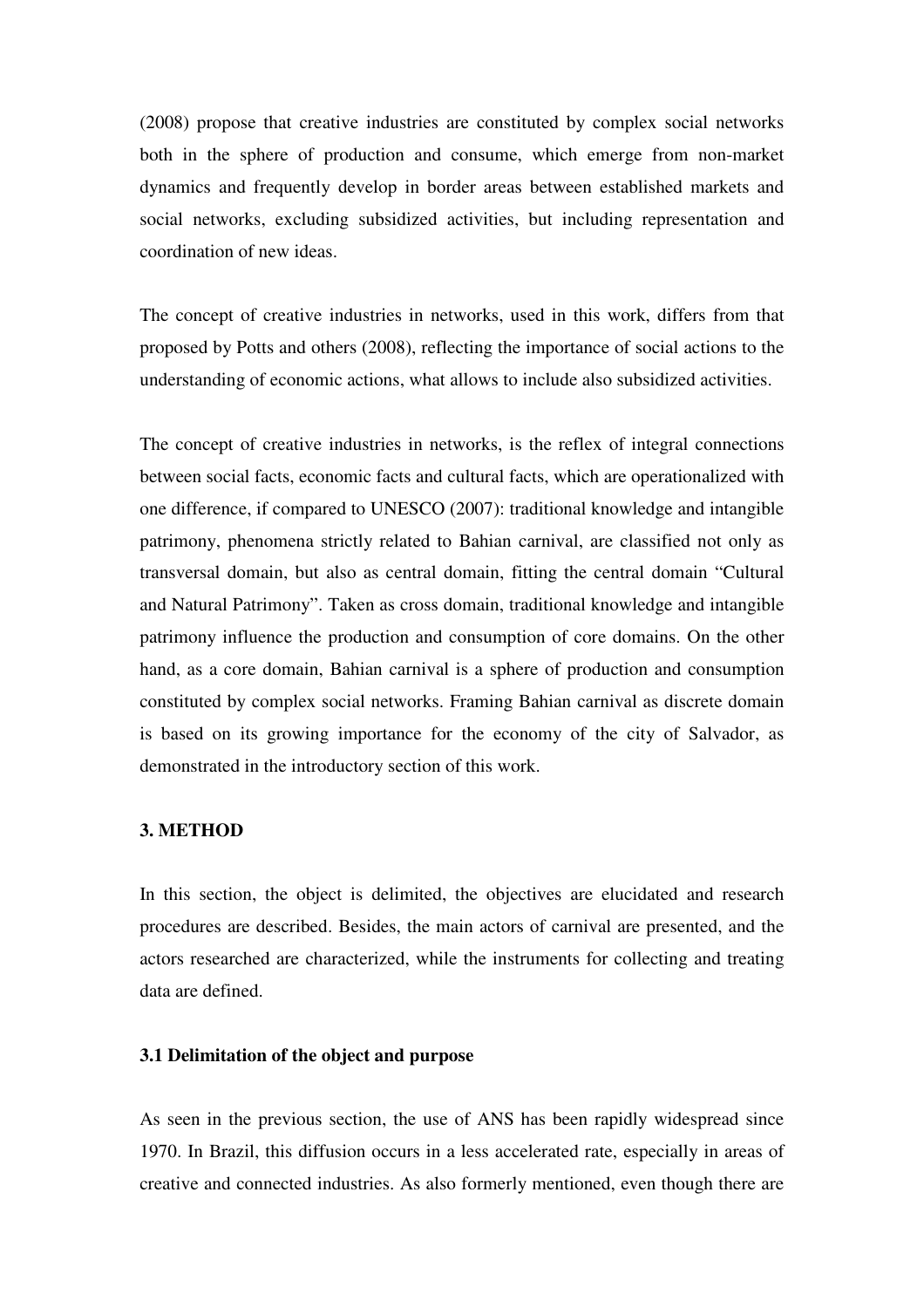(2008) propose that creative industries are constituted by complex social networks both in the sphere of production and consume, which emerge from non-market dynamics and frequently develop in border areas between established markets and social networks, excluding subsidized activities, but including representation and coordination of new ideas.

The concept of creative industries in networks, used in this work, differs from that proposed by Potts and others (2008), reflecting the importance of social actions to the understanding of economic actions, what allows to include also subsidized activities.

The concept of creative industries in networks, is the reflex of integral connections between social facts, economic facts and cultural facts, which are operationalized with one difference, if compared to UNESCO (2007): traditional knowledge and intangible patrimony, phenomena strictly related to Bahian carnival, are classified not only as transversal domain, but also as central domain, fitting the central domain "Cultural and Natural Patrimony". Taken as cross domain, traditional knowledge and intangible patrimony influence the production and consumption of core domains. On the other hand, as a core domain, Bahian carnival is a sphere of production and consumption constituted by complex social networks. Framing Bahian carnival as discrete domain is based on its growing importance for the economy of the city of Salvador, as demonstrated in the introductory section of this work.

## 3. METHOD

In this section, the object is delimited, the objectives are elucidated and research procedures are described. Besides, the main actors of carnival are presented, and the actors researched are characterized, while the instruments for collecting and treating data are defined.

### 3.1 Delimitation of the object and purpose

As seen in the previous section, the use of ANS has been rapidly widespread since 1970. In Brazil, this diffusion occurs in a less accelerated rate, especially in areas of creative and connected industries. As also formerly mentioned, even though there are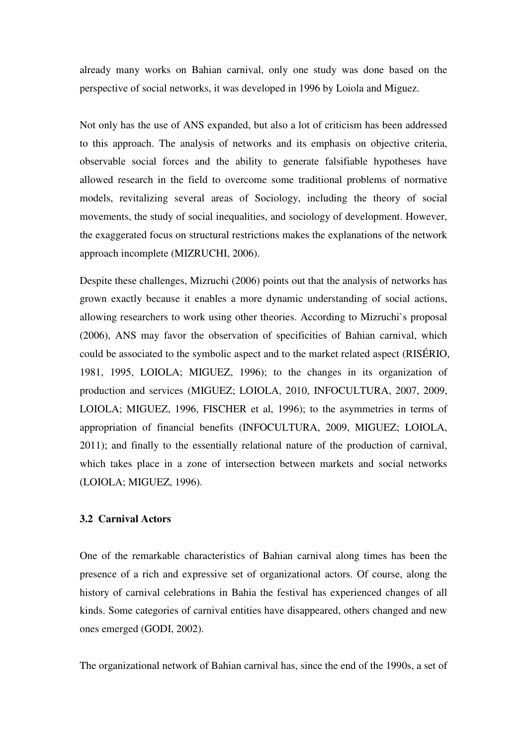already many works on Bahian carnival, only one study was done based on the perspective of social networks, it was developed in 1996 by Loiola and Miguez.

Not only has the use of ANS expanded, but also a lot of criticism has been addressed to this approach. The analysis of networks and its emphasis on objective criteria, observable social forces and the ability to generate falsifiable hypotheses have allowed research in the field to overcome some traditional problems of normative models, revitalizing several areas of Sociology, including the theory of social movements, the study of social inequalities, and sociology of development. However, the exaggerated focus on structural restrictions makes the explanations of the network approach incomplete (MIZRUCHI, 2006).

Despite these challenges, Mizruchi (2006) points out that the analysis of networks has grown exactly because it enables a more dynamic understanding of social actions, allowing researchers to work using other theories. According to Mizruchi`s proposal (2006), ANS may favor the observation of specificities of Bahian carnival, which could be associated to the symbolic aspect and to the market related aspect (RISÉRIO, 1981, 1995, LOIOLA; MIGUEZ, 1996); to the changes in its organization of production and services (MIGUEZ; LOIOLA, 2010, INFOCULTURA, 2007, 2009, LOIOLA; MIGUEZ, 1996, FISCHER et al, 1996); to the asymmetries in terms of appropriation of financial benefits (INFOCULTURA, 2009, MIGUEZ; LOIOLA, 2011); and finally to the essentially relational nature of the production of carnival, which takes place in a zone of intersection between markets and social networks (LOIOLA; MIGUEZ, 1996).

### 3.2 Carnival Actors

One of the remarkable characteristics of Bahian carnival along times has been the presence of a rich and expressive set of organizational actors. Of course, along the history of carnival celebrations in Bahia the festival has experienced changes of all kinds. Some categories of carnival entities have disappeared, others changed and new ones emerged (GODI, 2002).

The organizational network of Bahian carnival has, since the end of the 1990s, a set of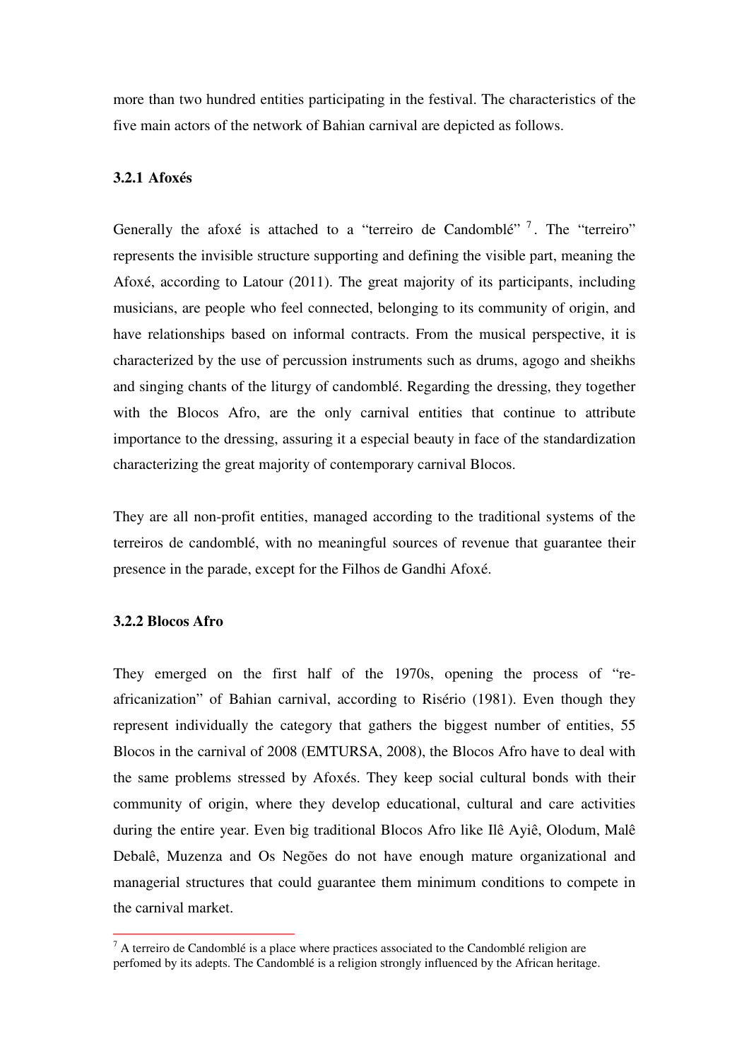more than two hundred entities participating in the festival. The characteristics of the five main actors of the network of Bahian carnival are depicted as follows.

### 3.2.1 Afoxés

Generally the afoxé is attached to a "terreiro de Candomblé" [7]. The "terreiro" represents the invisible structure supporting and defining the visible part, meaning the Afoxé, according to Latour (2011). The great majority of its participants, including musicians, are people who feel connected, belonging to its community of origin, and have relationships based on informal contracts. From the musical perspective, it is characterized by the use of percussion instruments such as drums, agogo and sheikhs and singing chants of the liturgy of candomblé. Regarding the dressing, they together with the Blocos Afro, are the only carnival entities that continue to attribute importance to the dressing, assuring it a especial beauty in face of the standardization characterizing the great majority of contemporary carnival Blocos.

They are all non-profit entities, managed according to the traditional systems of the terreiros de candomblé, with no meaningful sources of revenue that guarantee their presence in the parade, except for the Filhos de Gandhi Afoxé.

### 3.2.2 Blocos Afro

They emerged on the first half of the 1970s, opening the process of "re-africanization" of Bahian carnival, according to Risério (1981). Even though they represent individually the category that gathers the biggest number of entities, 55 Blocos in the carnival of 2008 (EMTURSA, 2008), the Blocos Afro have to deal with the same problems stressed by Afoxés. They keep social cultural bonds with their community of origin, where they develop educational, cultural and care activities during the entire year. Even big traditional Blocos Afro like Ilê Ayiê, Olodum, Malê Debalê, Muzenza and Os Negões do not have enough mature organizational and managerial structures that could guarantee them minimum conditions to compete in the carnival market.

[7] A terreiro de Candomblé is a place where practices associated to the Candomblé religion are perfomed by its adepts. The Candomblé is a religion strongly influenced by the African heritage.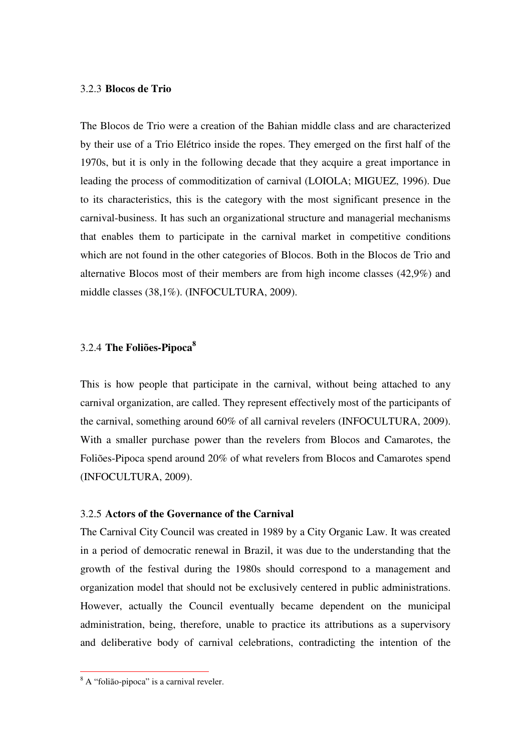### 3.2.3 **Blocos de Trio**

The Blocos de Trio were a creation of the Bahian middle class and are characterized by their use of a Trio Elétrico inside the ropes. They emerged on the first half of the 1970s, but it is only in the following decade that they acquire a great importance in leading the process of commoditization of carnival (LOIOLA; MIGUEZ, 1996). Due to its characteristics, this is the category with the most significant presence in the carnival-business. It has such an organizational structure and managerial mechanisms that enables them to participate in the carnival market in competitive conditions which are not found in the other categories of Blocos. Both in the Blocos de Trio and alternative Blocos most of their members are from high income classes (42,9%) and middle classes (38,1%). (INFOCULTURA, 2009).

### 3.2.4 **The Foliões-Pipoca**[8]

This is how people that participate in the carnival, without being attached to any carnival organization, are called. They represent effectively most of the participants of the carnival, something around 60% of all carnival revelers (INFOCULTURA, 2009). With a smaller purchase power than the revelers from Blocos and Camarotes, the Foliões-Pipoca spend around 20% of what revelers from Blocos and Camarotes spend (INFOCULTURA, 2009).

### 3.2.5 **Actors of the Governance of the Carnival**

The Carnival City Council was created in 1989 by a City Organic Law. It was created in a period of democratic renewal in Brazil, it was due to the understanding that the growth of the festival during the 1980s should correspond to a management and organization model that should not be exclusively centered in public administrations. However, actually the Council eventually became dependent on the municipal administration, being, therefore, unable to practice its attributions as a supervisory and deliberative body of carnival celebrations, contradicting the intention of the

---

[8] A "folião-pipoca" is a carnival reveler.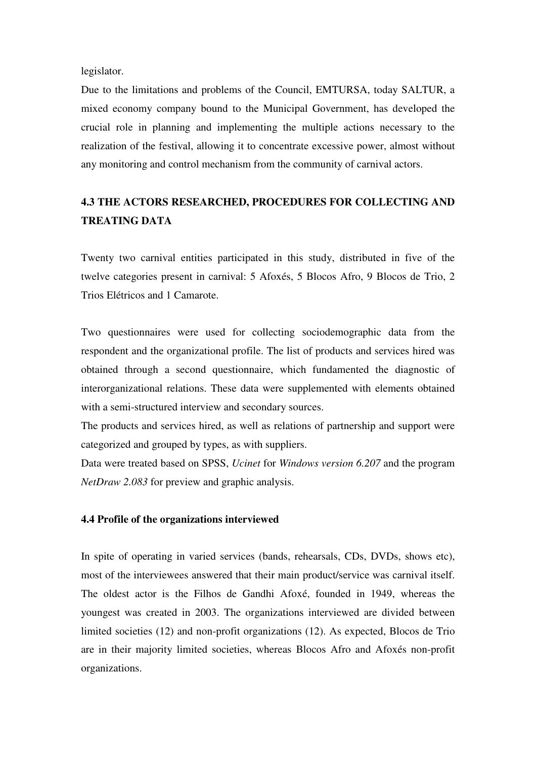legislator.

Due to the limitations and problems of the Council, EMTURSA, today SALTUR, a mixed economy company bound to the Municipal Government, has developed the crucial role in planning and implementing the multiple actions necessary to the realization of the festival, allowing it to concentrate excessive power, almost without any monitoring and control mechanism from the community of carnival actors.

## 4.3 THE ACTORS RESEARCHED, PROCEDURES FOR COLLECTING AND TREATING DATA

Twenty two carnival entities participated in this study, distributed in five of the twelve categories present in carnival: 5 Afoxés, 5 Blocos Afro, 9 Blocos de Trio, 2 Trios Elétricos and 1 Camarote.

Two questionnaires were used for collecting sociodemographic data from the respondent and the organizational profile. The list of products and services hired was obtained through a second questionnaire, which fundamented the diagnostic of interorganizational relations. These data were supplemented with elements obtained with a semi-structured interview and secondary sources.

The products and services hired, as well as relations of partnership and support were categorized and grouped by types, as with suppliers.

Data were treated based on SPSS, *Ucinet* for *Windows version 6.207* and the program *NetDraw 2.083* for preview and graphic analysis.

### 4.4 Profile of the organizations interviewed

In spite of operating in varied services (bands, rehearsals, CDs, DVDs, shows etc), most of the interviewees answered that their main product/service was carnival itself. The oldest actor is the Filhos de Gandhi Afoxé, founded in 1949, whereas the youngest was created in 2003. The organizations interviewed are divided between limited societies (12) and non-profit organizations (12). As expected, Blocos de Trio are in their majority limited societies, whereas Blocos Afro and Afoxés non-profit organizations.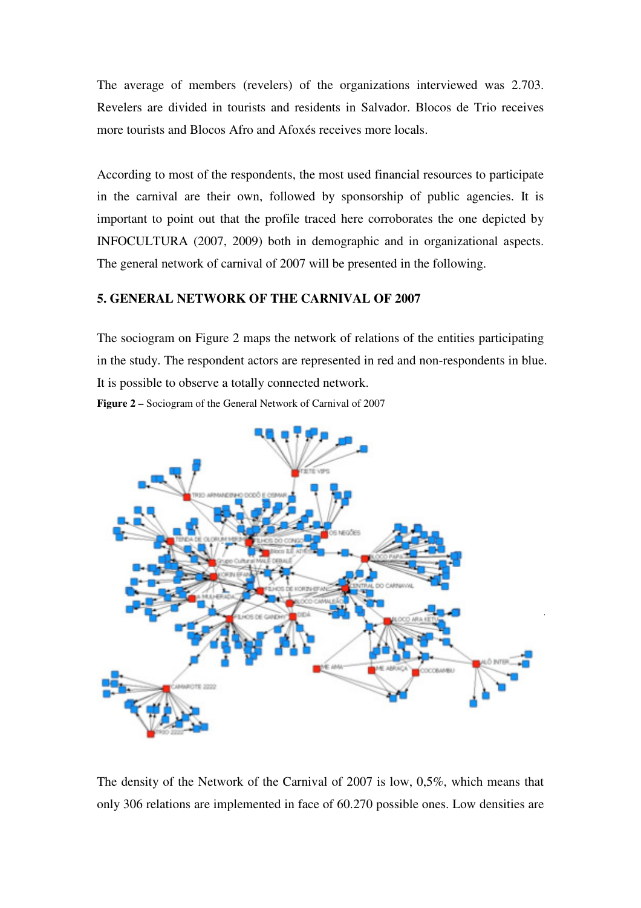The average of members (revelers) of the organizations interviewed was 2.703. Revelers are divided in tourists and residents in Salvador. Blocos de Trio receives more tourists and Blocos Afro and Afoxés receives more locals.

According to most of the respondents, the most used financial resources to participate in the carnival are their own, followed by sponsorship of public agencies. It is important to point out that the profile traced here corroborates the one depicted by INFOCULTURA (2007, 2009) both in demographic and in organizational aspects. The general network of carnival of 2007 will be presented in the following.

## 5. GENERAL NETWORK OF THE CARNIVAL OF 2007

The sociogram on Figure 2 maps the network of relations of the entities participating in the study. The respondent actors are represented in red and non-respondents in blue. It is possible to observe a totally connected network.

**Figure 2 –** Sociogram of the General Network of Carnival of 2007

The density of the Network of the Carnival of 2007 is low, 0,5%, which means that only 306 relations are implemented in face of 60.270 possible ones. Low densities are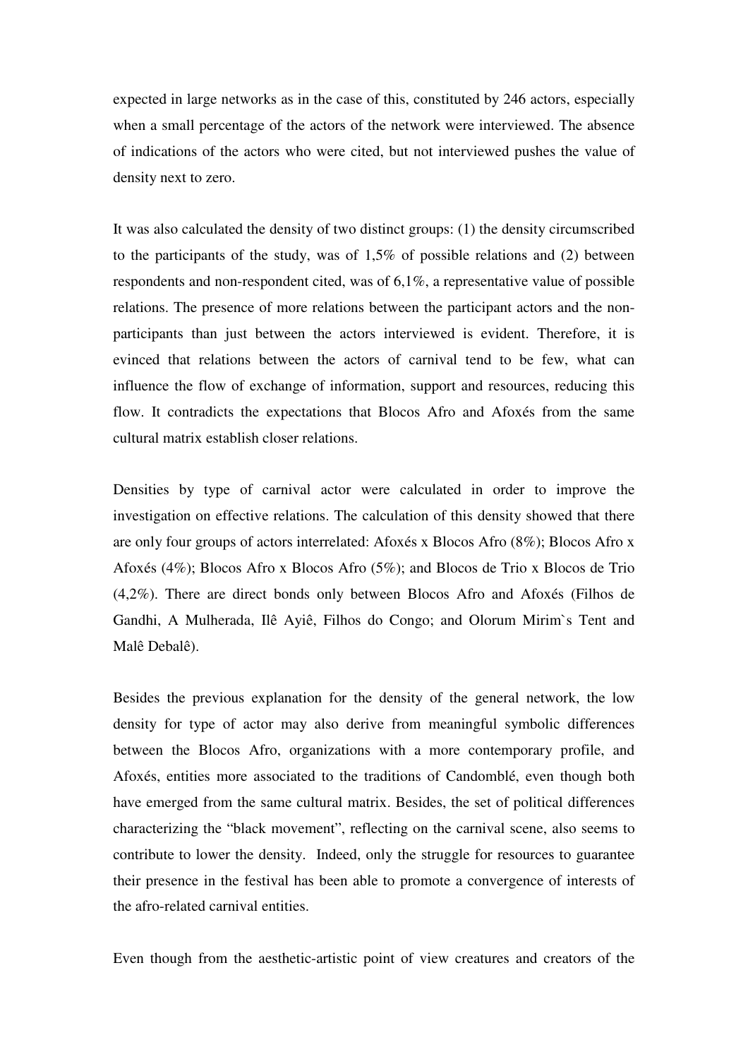expected in large networks as in the case of this, constituted by 246 actors, especially when a small percentage of the actors of the network were interviewed. The absence of indications of the actors who were cited, but not interviewed pushes the value of density next to zero.

It was also calculated the density of two distinct groups: (1) the density circumscribed to the participants of the study, was of 1,5% of possible relations and (2) between respondents and non-respondent cited, was of 6,1%, a representative value of possible relations. The presence of more relations between the participant actors and the non-participants than just between the actors interviewed is evident. Therefore, it is evinced that relations between the actors of carnival tend to be few, what can influence the flow of exchange of information, support and resources, reducing this flow. It contradicts the expectations that Blocos Afro and Afoxés from the same cultural matrix establish closer relations.

Densities by type of carnival actor were calculated in order to improve the investigation on effective relations. The calculation of this density showed that there are only four groups of actors interrelated: Afoxés x Blocos Afro (8%); Blocos Afro x Afoxés (4%); Blocos Afro x Blocos Afro (5%); and Blocos de Trio x Blocos de Trio (4,2%). There are direct bonds only between Blocos Afro and Afoxés (Filhos de Gandhi, A Mulherada, Ilê Ayiê, Filhos do Congo; and Olorum Mirim`s Tent and Malê Debalê).

Besides the previous explanation for the density of the general network, the low density for type of actor may also derive from meaningful symbolic differences between the Blocos Afro, organizations with a more contemporary profile, and Afoxés, entities more associated to the traditions of Candomblé, even though both have emerged from the same cultural matrix. Besides, the set of political differences characterizing the "black movement", reflecting on the carnival scene, also seems to contribute to lower the density. Indeed, only the struggle for resources to guarantee their presence in the festival has been able to promote a convergence of interests of the afro-related carnival entities.

Even though from the aesthetic-artistic point of view creatures and creators of the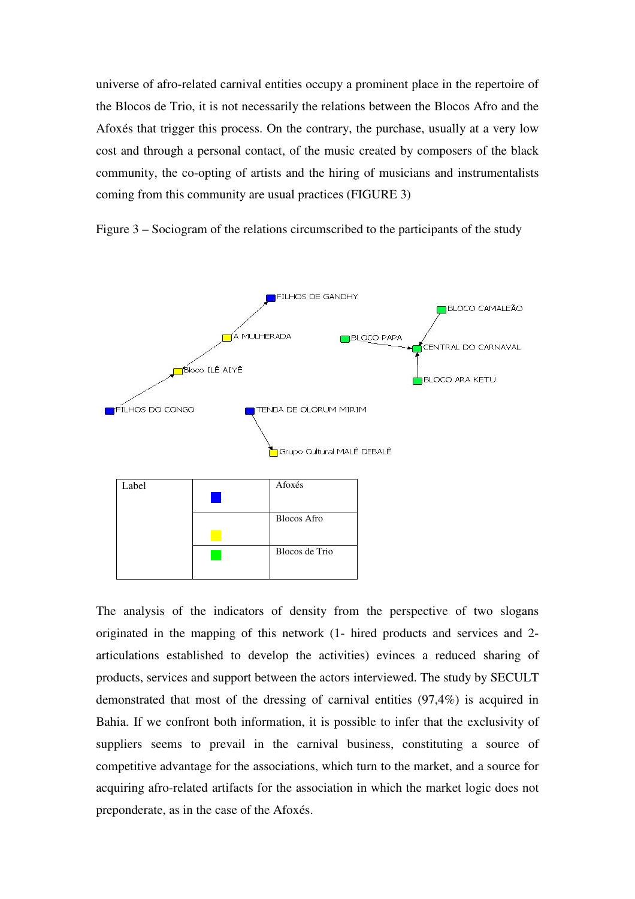universe of afro-related carnival entities occupy a prominent place in the repertoire of the Blocos de Trio, it is not necessarily the relations between the Blocos Afro and the Afoxés that trigger this process. On the contrary, the purchase, usually at a very low cost and through a personal contact, of the music created by composers of the black community, the co-opting of artists and the hiring of musicians and instrumentalists coming from this community are usual practices (FIGURE 3)

Figure 3 – Sociogram of the relations circumscribed to the participants of the study

| Label | | |
|---|---|---|
| | Blue | Afoxés |
| | Yellow | Blocos Afro |
| | Green | Blocos de Trio |

The analysis of the indicators of density from the perspective of two slogans originated in the mapping of this network (1- hired products and services and 2- articulations established to develop the activities) evinces a reduced sharing of products, services and support between the actors interviewed. The study by SECULT demonstrated that most of the dressing of carnival entities (97,4%) is acquired in Bahia. If we confront both information, it is possible to infer that the exclusivity of suppliers seems to prevail in the carnival business, constituting a source of competitive advantage for the associations, which turn to the market, and a source for acquiring afro-related artifacts for the association in which the market logic does not preponderate, as in the case of the Afoxés.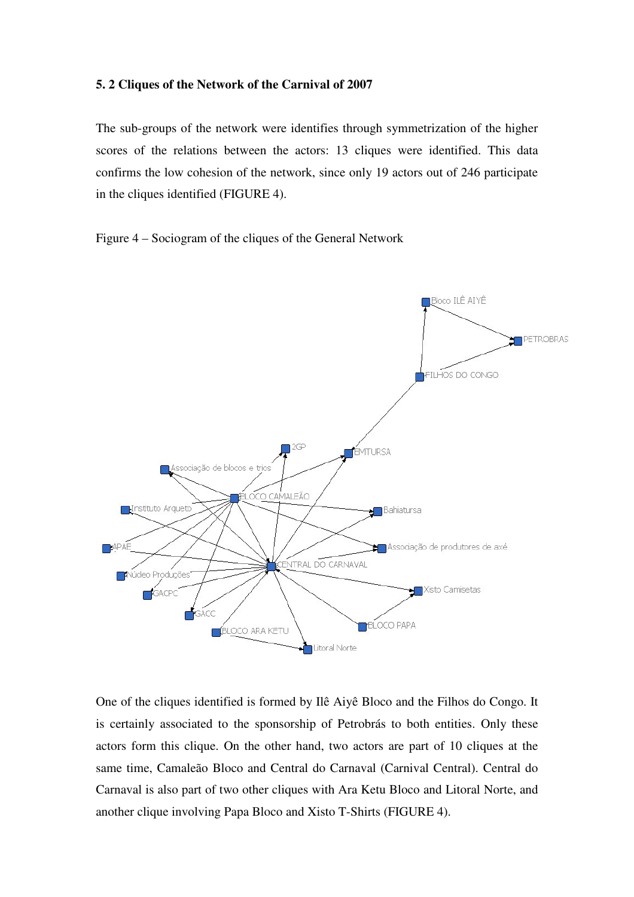### 5. 2 Cliques of the Network of the Carnival of 2007

The sub-groups of the network were identifies through symmetrization of the higher scores of the relations between the actors: 13 cliques were identified. This data confirms the low cohesion of the network, since only 19 actors out of 246 participate in the cliques identified (FIGURE 4).

Figure 4 – Sociogram of the cliques of the General Network

One of the cliques identified is formed by Ilê Aiyê Bloco and the Filhos do Congo. It is certainly associated to the sponsorship of Petrobrás to both entities. Only these actors form this clique. On the other hand, two actors are part of 10 cliques at the same time, Camaleão Bloco and Central do Carnaval (Carnival Central). Central do Carnaval is also part of two other cliques with Ara Ketu Bloco and Litoral Norte, and another clique involving Papa Bloco and Xisto T-Shirts (FIGURE 4).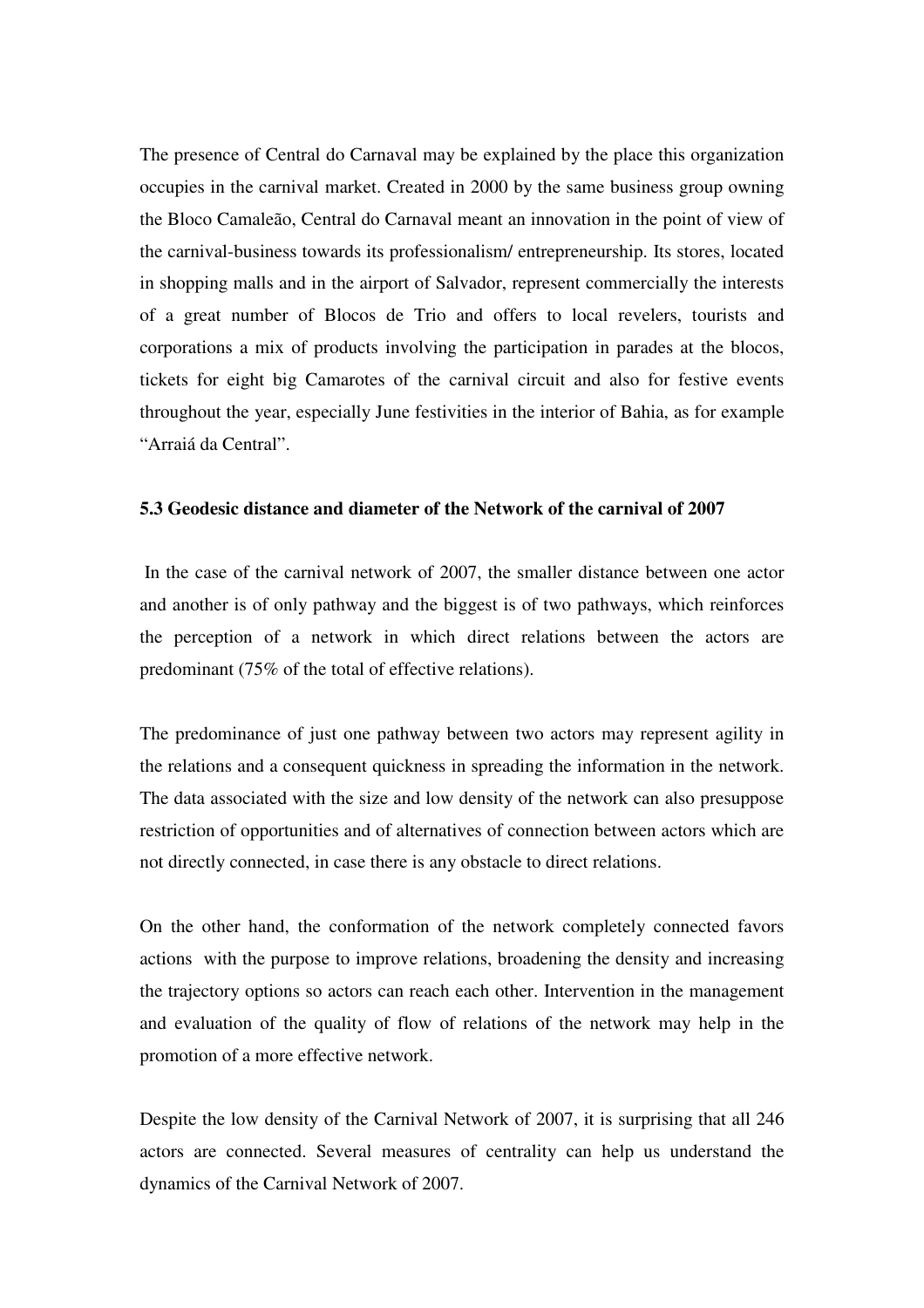The presence of Central do Carnaval may be explained by the place this organization occupies in the carnival market. Created in 2000 by the same business group owning the Bloco Camaleão, Central do Carnaval meant an innovation in the point of view of the carnival-business towards its professionalism/ entrepreneurship. Its stores, located in shopping malls and in the airport of Salvador, represent commercially the interests of a great number of Blocos de Trio and offers to local revelers, tourists and corporations a mix of products involving the participation in parades at the blocos, tickets for eight big Camarotes of the carnival circuit and also for festive events throughout the year, especially June festivities in the interior of Bahia, as for example “Arraiá da Central”.

### 5.3 Geodesic distance and diameter of the Network of the carnival of 2007

In the case of the carnival network of 2007, the smaller distance between one actor and another is of only pathway and the biggest is of two pathways, which reinforces the perception of a network in which direct relations between the actors are predominant (75% of the total of effective relations).

The predominance of just one pathway between two actors may represent agility in the relations and a consequent quickness in spreading the information in the network. The data associated with the size and low density of the network can also presuppose restriction of opportunities and of alternatives of connection between actors which are not directly connected, in case there is any obstacle to direct relations.

On the other hand, the conformation of the network completely connected favors actions with the purpose to improve relations, broadening the density and increasing the trajectory options so actors can reach each other. Intervention in the management and evaluation of the quality of flow of relations of the network may help in the promotion of a more effective network.

Despite the low density of the Carnival Network of 2007, it is surprising that all 246 actors are connected. Several measures of centrality can help us understand the dynamics of the Carnival Network of 2007.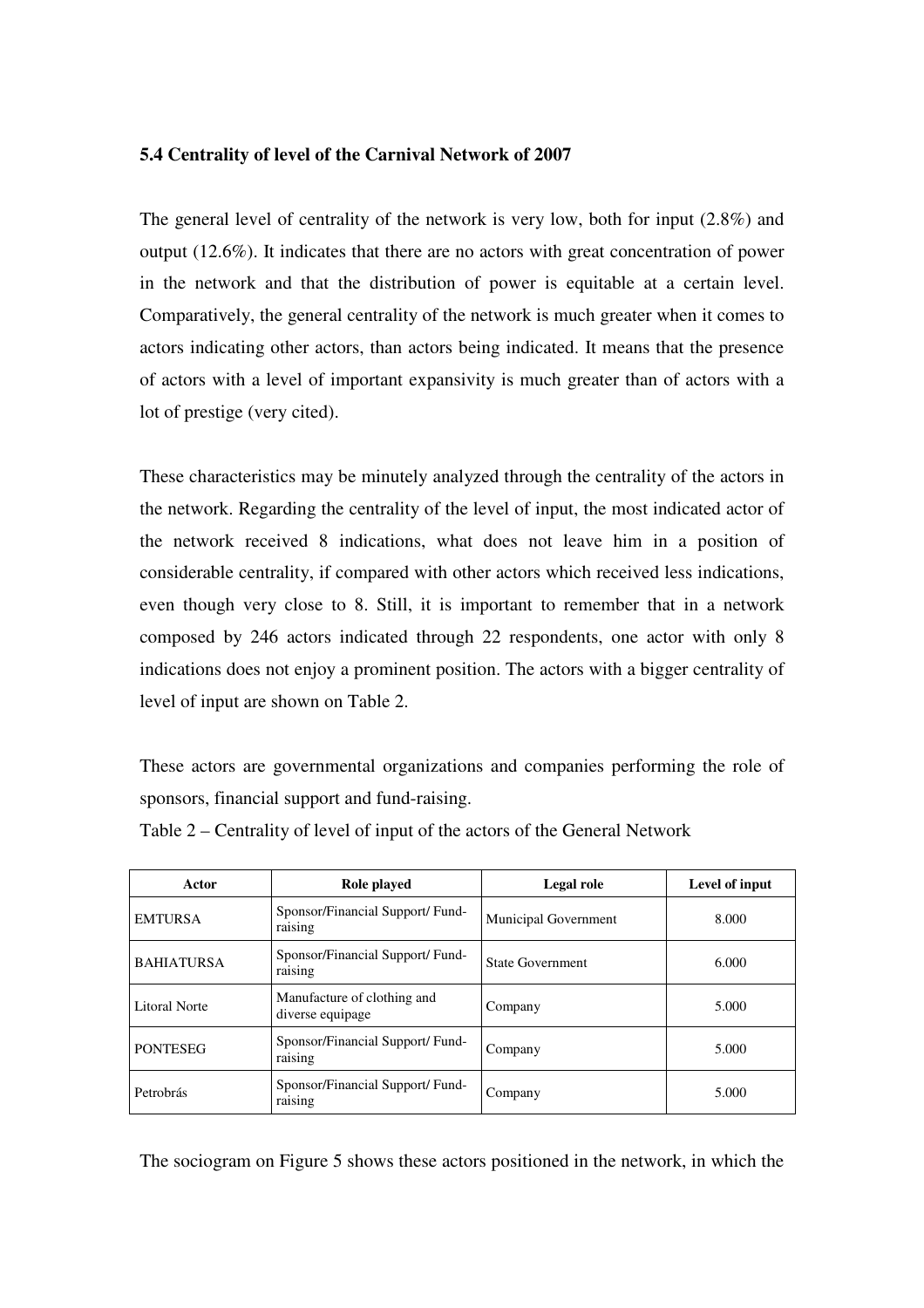### 5.4 Centrality of level of the Carnival Network of 2007

The general level of centrality of the network is very low, both for input (2.8%) and output (12.6%). It indicates that there are no actors with great concentration of power in the network and that the distribution of power is equitable at a certain level. Comparatively, the general centrality of the network is much greater when it comes to actors indicating other actors, than actors being indicated. It means that the presence of actors with a level of important expansivity is much greater than of actors with a lot of prestige (very cited).

These characteristics may be minutely analyzed through the centrality of the actors in the network. Regarding the centrality of the level of input, the most indicated actor of the network received 8 indications, what does not leave him in a position of considerable centrality, if compared with other actors which received less indications, even though very close to 8. Still, it is important to remember that in a network composed by 246 actors indicated through 22 respondents, one actor with only 8 indications does not enjoy a prominent position. The actors with a bigger centrality of level of input are shown on Table 2.

These actors are governmental organizations and companies performing the role of sponsors, financial support and fund-raising.

Table 2 – Centrality of level of input of the actors of the General Network

| Actor | Role played | Legal role | Level of input |
|---|---|---|---|
| EMTURSA | Sponsor/Financial Support/ Fund-raising | Municipal Government | 8.000 |
| BAHIATURSA | Sponsor/Financial Support/ Fund-raising | State Government | 6.000 |
| Litoral Norte | Manufacture of clothing and diverse equipage | Company | 5.000 |
| PONTESEG | Sponsor/Financial Support/ Fund-raising | Company | 5.000 |
| Petrobrás | Sponsor/Financial Support/ Fund-raising | Company | 5.000 |

The sociogram on Figure 5 shows these actors positioned in the network, in which the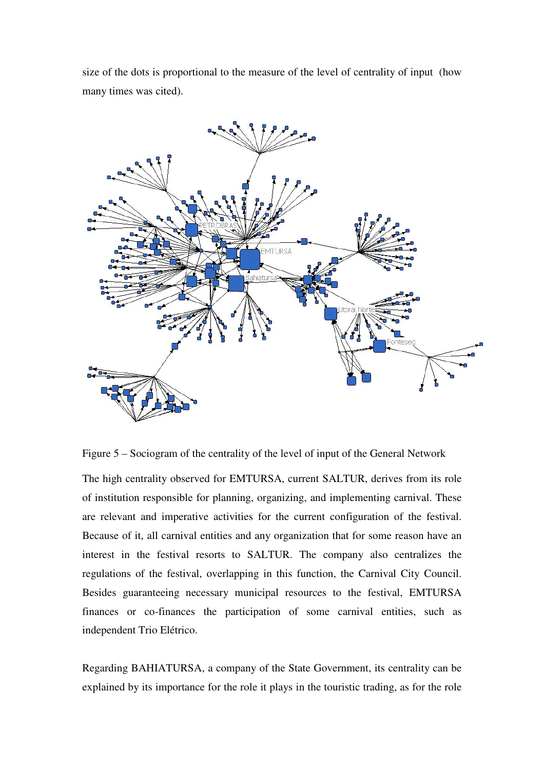size of the dots is proportional to the measure of the level of centrality of input (how many times was cited).

Figure 5 – Sociogram of the centrality of the level of input of the General Network

The high centrality observed for EMTURSA, current SALTUR, derives from its role of institution responsible for planning, organizing, and implementing carnival. These are relevant and imperative activities for the current configuration of the festival. Because of it, all carnival entities and any organization that for some reason have an interest in the festival resorts to SALTUR. The company also centralizes the regulations of the festival, overlapping in this function, the Carnival City Council. Besides guaranteeing necessary municipal resources to the festival, EMTURSA finances or co-finances the participation of some carnival entities, such as independent Trio Elétrico.

Regarding BAHIATURSA, a company of the State Government, its centrality can be explained by its importance for the role it plays in the touristic trading, as for the role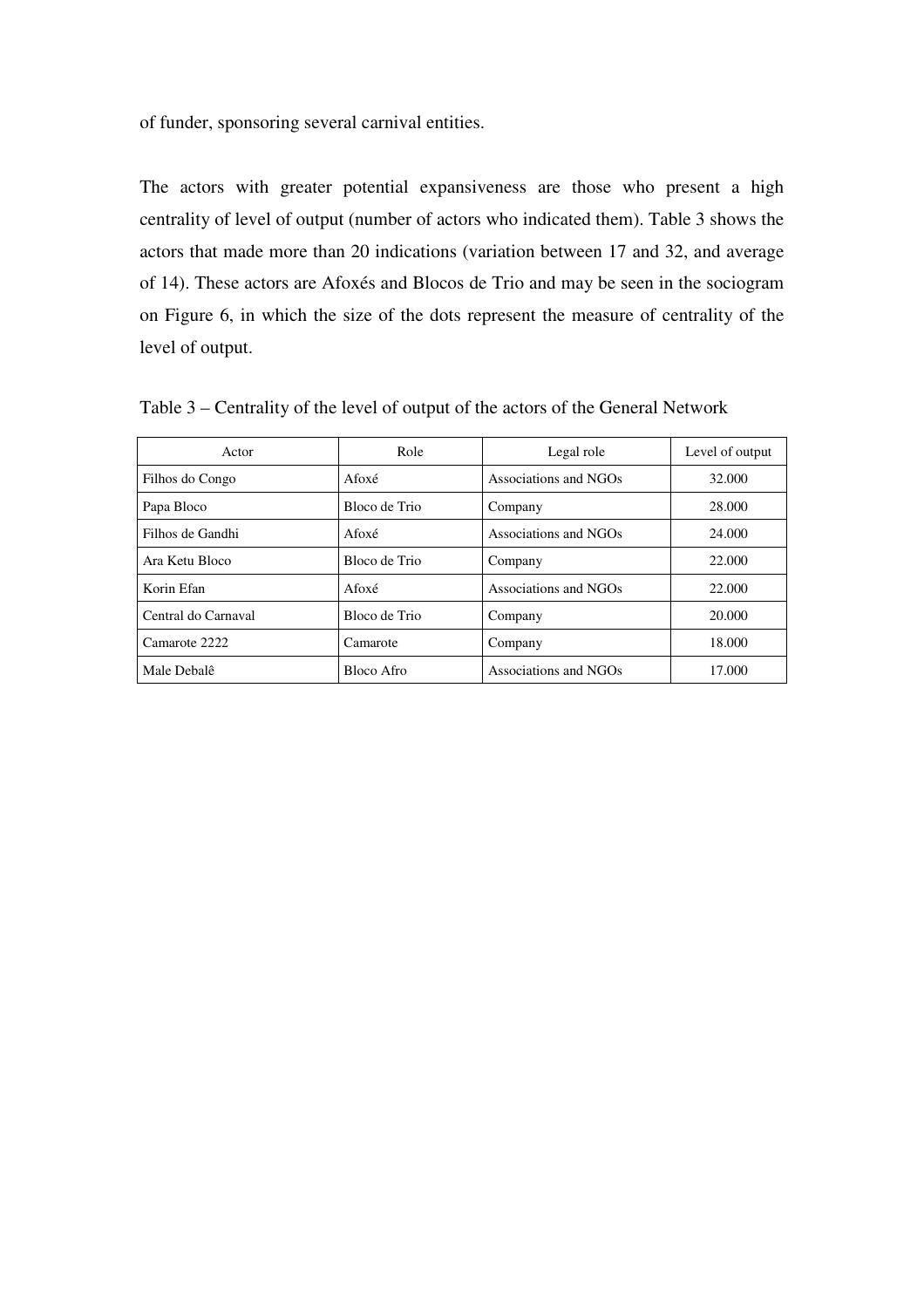of funder, sponsoring several carnival entities.

The actors with greater potential expansiveness are those who present a high centrality of level of output (number of actors who indicated them). Table 3 shows the actors that made more than 20 indications (variation between 17 and 32, and average of 14). These actors are Afoxés and Blocos de Trio and may be seen in the sociogram on Figure 6, in which the size of the dots represent the measure of centrality of the level of output.

Table 3 – Centrality of the level of output of the actors of the General Network

| Actor | Role | Legal role | Level of output |
|---|---|---|---|
| Filhos do Congo | Afoxé | Associations and NGOs | 32.000 |
| Papa Bloco | Bloco de Trio | Company | 28.000 |
| Filhos de Gandhi | Afoxé | Associations and NGOs | 24.000 |
| Ara Ketu Bloco | Bloco de Trio | Company | 22.000 |
| Korin Efan | Afoxé | Associations and NGOs | 22.000 |
| Central do Carnaval | Bloco de Trio | Company | 20.000 |
| Camarote 2222 | Camarote | Company | 18.000 |
| Male Debalê | Bloco Afro | Associations and NGOs | 17.000 |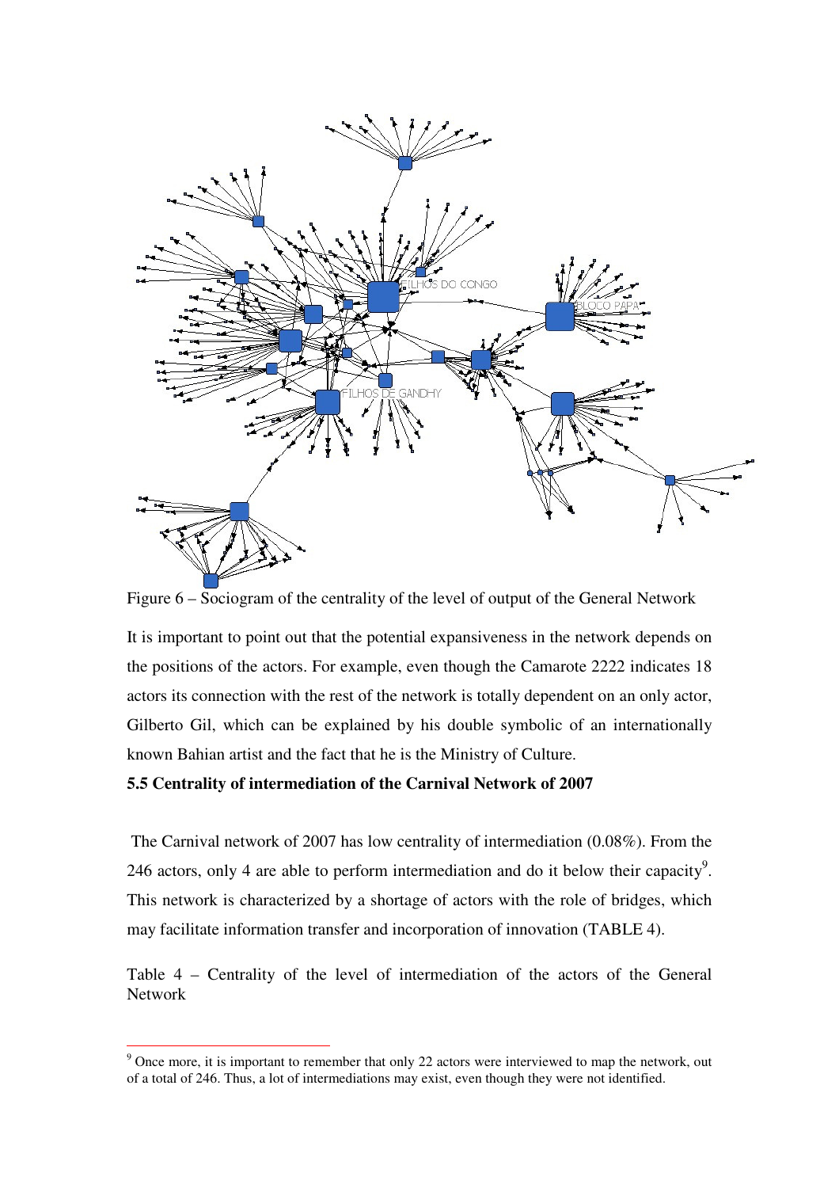Figure 6 – Sociogram of the centrality of the level of output of the General Network

It is important to point out that the potential expansiveness in the network depends on the positions of the actors. For example, even though the Camarote 2222 indicates 18 actors its connection with the rest of the network is totally dependent on an only actor, Gilberto Gil, which can be explained by his double symbolic of an internationally known Bahian artist and the fact that he is the Ministry of Culture.

**5.5 Centrality of intermediation of the Carnival Network of 2007**

The Carnival network of 2007 has low centrality of intermediation (0.08%). From the 246 actors, only 4 are able to perform intermediation and do it below their capacity[9]. This network is characterized by a shortage of actors with the role of bridges, which may facilitate information transfer and incorporation of innovation (TABLE 4).

Table 4 – Centrality of the level of intermediation of the actors of the General Network

[9] Once more, it is important to remember that only 22 actors were interviewed to map the network, out of a total of 246. Thus, a lot of intermediations may exist, even though they were not identified.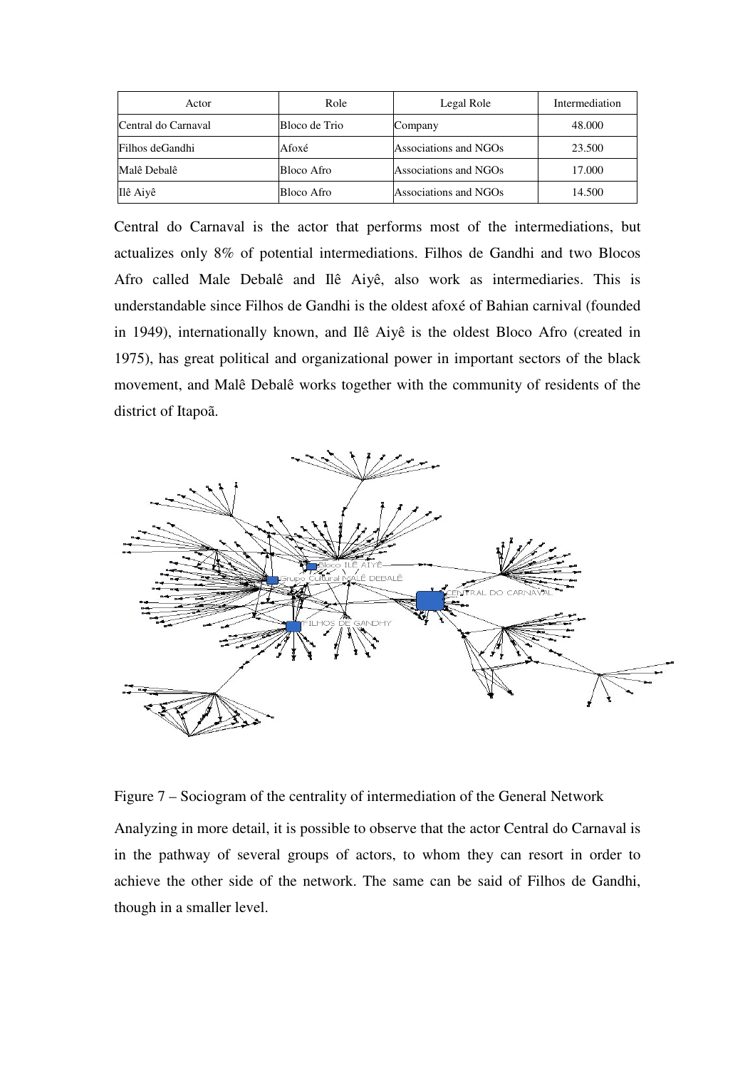| Actor | Role | Legal Role | Intermediation |
|---|---|---|---|
| Central do Carnaval | Bloco de Trio | Company | 48.000 |
| Filhos deGandhi | Afoxé | Associations and NGOs | 23.500 |
| Malê Debalê | Bloco Afro | Associations and NGOs | 17.000 |
| Ilê Aiyê | Bloco Afro | Associations and NGOs | 14.500 |

Central do Carnaval is the actor that performs most of the intermediations, but actualizes only 8% of potential intermediations. Filhos de Gandhi and two Blocos Afro called Male Debalê and Ilê Aiyê, also work as intermediaries. This is understandable since Filhos de Gandhi is the oldest afoxé of Bahian carnival (founded in 1949), internationally known, and Ilê Aiyê is the oldest Bloco Afro (created in 1975), has great political and organizational power in important sectors of the black movement, and Malê Debalê works together with the community of residents of the district of Itapoã.

Figure 7 – Sociogram of the centrality of intermediation of the General Network

Analyzing in more detail, it is possible to observe that the actor Central do Carnaval is in the pathway of several groups of actors, to whom they can resort in order to achieve the other side of the network. The same can be said of Filhos de Gandhi, though in a smaller level.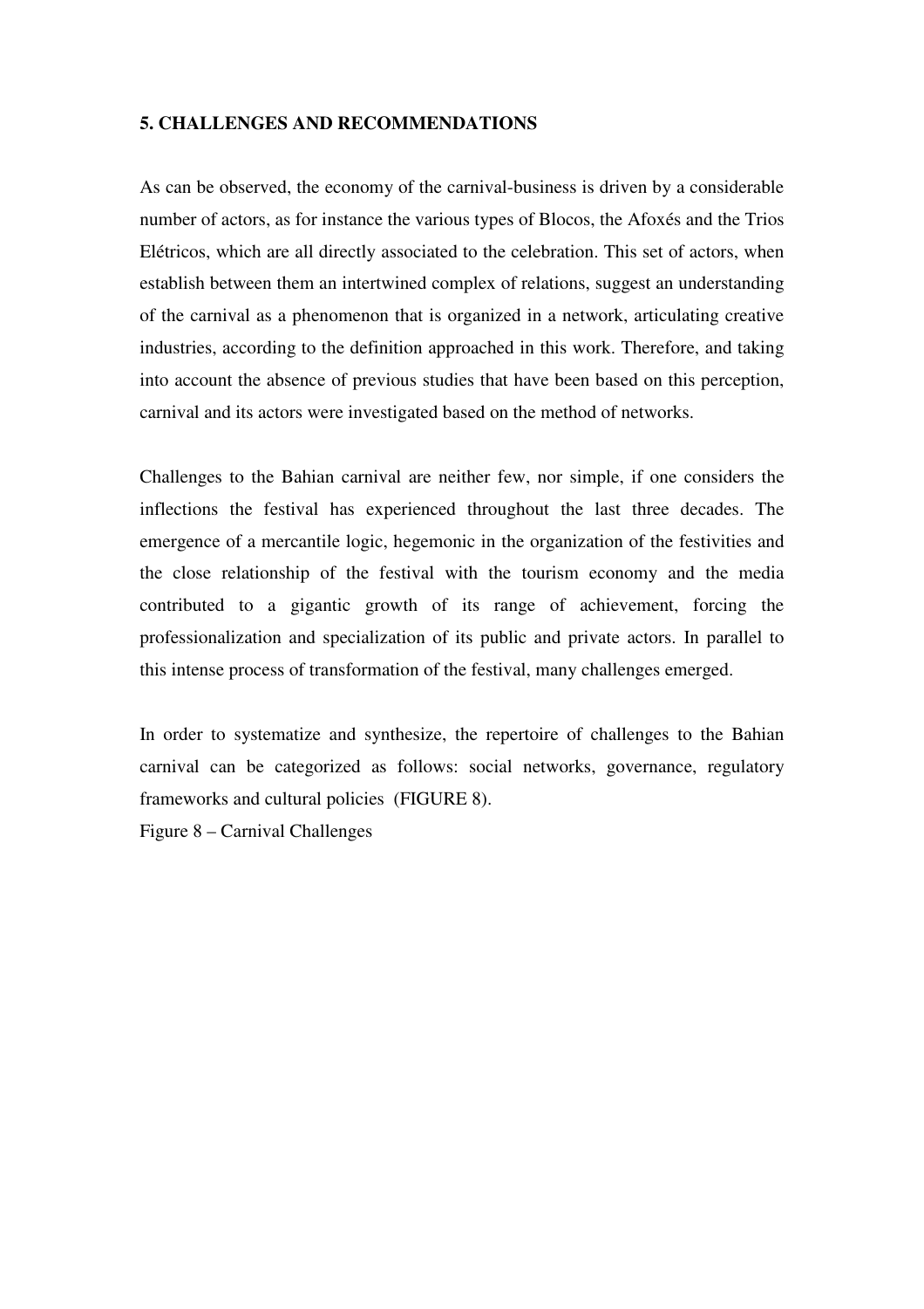## 5. CHALLENGES AND RECOMMENDATIONS

As can be observed, the economy of the carnival-business is driven by a considerable number of actors, as for instance the various types of Blocos, the Afoxés and the Trios Elétricos, which are all directly associated to the celebration. This set of actors, when establish between them an intertwined complex of relations, suggest an understanding of the carnival as a phenomenon that is organized in a network, articulating creative industries, according to the definition approached in this work. Therefore, and taking into account the absence of previous studies that have been based on this perception, carnival and its actors were investigated based on the method of networks.

Challenges to the Bahian carnival are neither few, nor simple, if one considers the inflections the festival has experienced throughout the last three decades. The emergence of a mercantile logic, hegemonic in the organization of the festivities and the close relationship of the festival with the tourism economy and the media contributed to a gigantic growth of its range of achievement, forcing the professionalization and specialization of its public and private actors. In parallel to this intense process of transformation of the festival, many challenges emerged.

In order to systematize and synthesize, the repertoire of challenges to the Bahian carnival can be categorized as follows: social networks, governance, regulatory frameworks and cultural policies (FIGURE 8).

Figure 8 – Carnival Challenges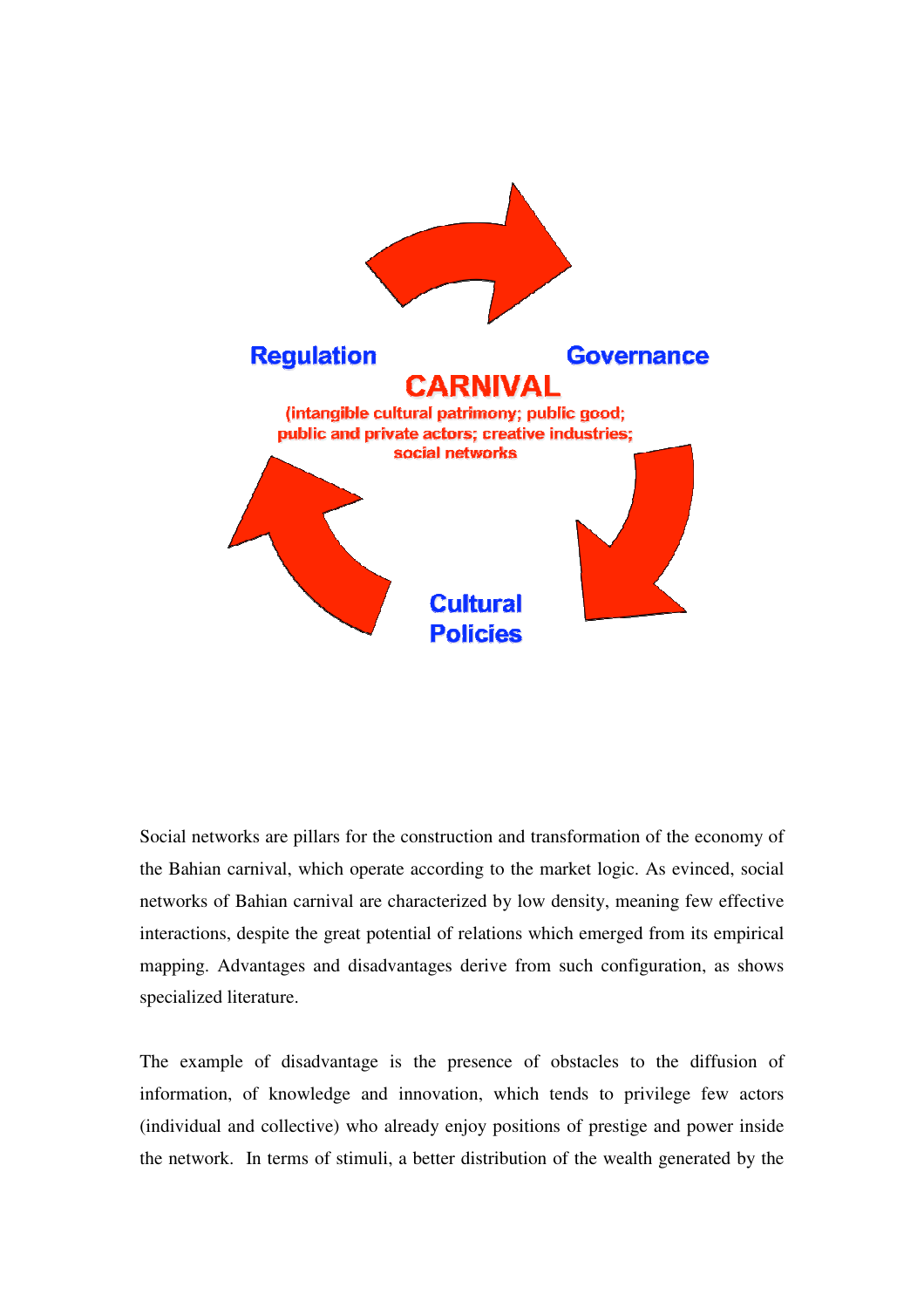Regulation

Governance

**CARNIVAL**

(intangible cultural patrimony; public good; public and private actors; creative industries; social networks

Cultural Policies

Social networks are pillars for the construction and transformation of the economy of the Bahian carnival, which operate according to the market logic. As evinced, social networks of Bahian carnival are characterized by low density, meaning few effective interactions, despite the great potential of relations which emerged from its empirical mapping. Advantages and disadvantages derive from such configuration, as shows specialized literature.

The example of disadvantage is the presence of obstacles to the diffusion of information, of knowledge and innovation, which tends to privilege few actors (individual and collective) who already enjoy positions of prestige and power inside the network. In terms of stimuli, a better distribution of the wealth generated by the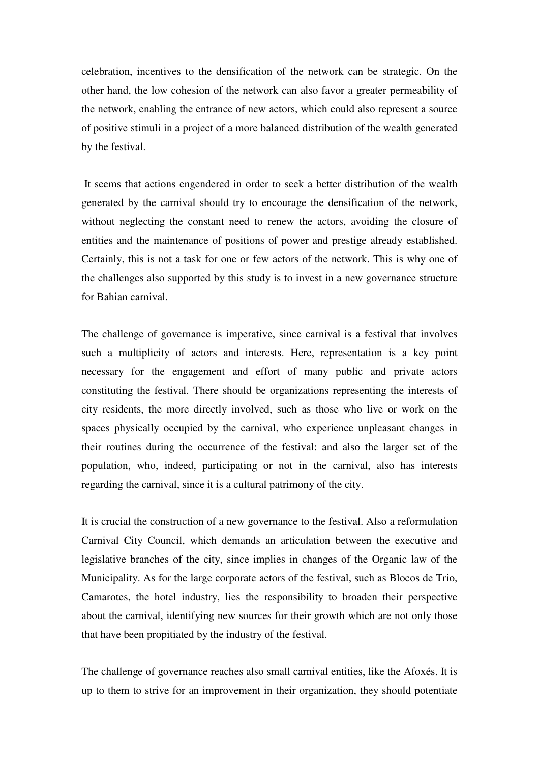celebration, incentives to the densification of the network can be strategic. On the other hand, the low cohesion of the network can also favor a greater permeability of the network, enabling the entrance of new actors, which could also represent a source of positive stimuli in a project of a more balanced distribution of the wealth generated by the festival.

It seems that actions engendered in order to seek a better distribution of the wealth generated by the carnival should try to encourage the densification of the network, without neglecting the constant need to renew the actors, avoiding the closure of entities and the maintenance of positions of power and prestige already established. Certainly, this is not a task for one or few actors of the network. This is why one of the challenges also supported by this study is to invest in a new governance structure for Bahian carnival.

The challenge of governance is imperative, since carnival is a festival that involves such a multiplicity of actors and interests. Here, representation is a key point necessary for the engagement and effort of many public and private actors constituting the festival. There should be organizations representing the interests of city residents, the more directly involved, such as those who live or work on the spaces physically occupied by the carnival, who experience unpleasant changes in their routines during the occurrence of the festival: and also the larger set of the population, who, indeed, participating or not in the carnival, also has interests regarding the carnival, since it is a cultural patrimony of the city.

It is crucial the construction of a new governance to the festival. Also a reformulation Carnival City Council, which demands an articulation between the executive and legislative branches of the city, since implies in changes of the Organic law of the Municipality. As for the large corporate actors of the festival, such as Blocos de Trio, Camarotes, the hotel industry, lies the responsibility to broaden their perspective about the carnival, identifying new sources for their growth which are not only those that have been propitiated by the industry of the festival.

The challenge of governance reaches also small carnival entities, like the Afoxés. It is up to them to strive for an improvement in their organization, they should potentiate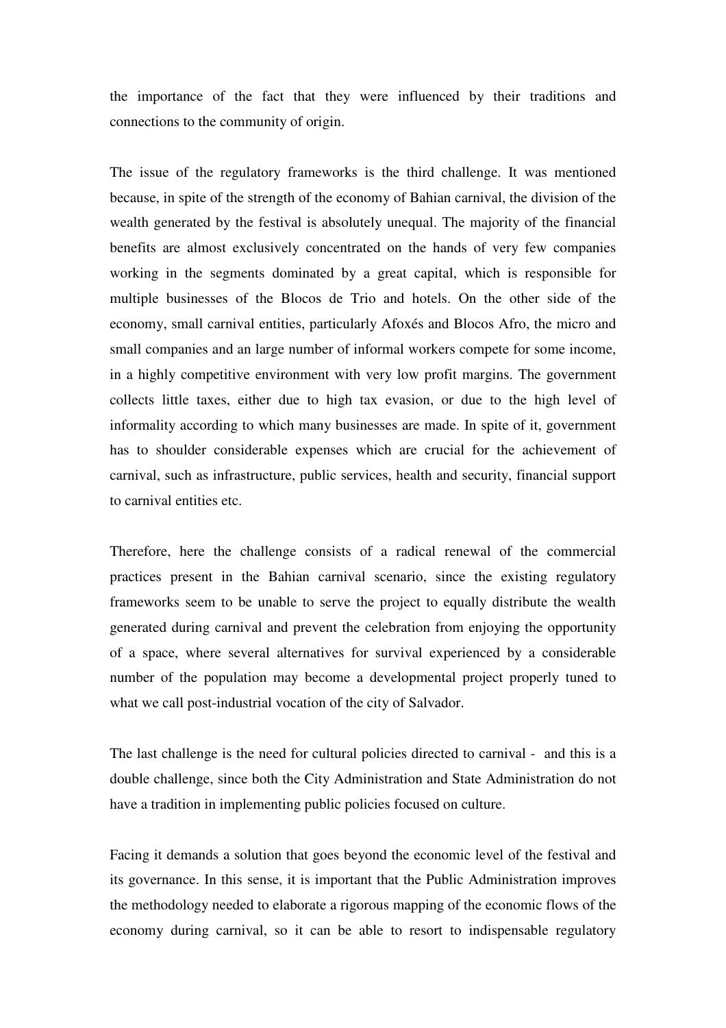the importance of the fact that they were influenced by their traditions and connections to the community of origin.

The issue of the regulatory frameworks is the third challenge. It was mentioned because, in spite of the strength of the economy of Bahian carnival, the division of the wealth generated by the festival is absolutely unequal. The majority of the financial benefits are almost exclusively concentrated on the hands of very few companies working in the segments dominated by a great capital, which is responsible for multiple businesses of the Blocos de Trio and hotels. On the other side of the economy, small carnival entities, particularly Afoxés and Blocos Afro, the micro and small companies and an large number of informal workers compete for some income, in a highly competitive environment with very low profit margins. The government collects little taxes, either due to high tax evasion, or due to the high level of informality according to which many businesses are made. In spite of it, government has to shoulder considerable expenses which are crucial for the achievement of carnival, such as infrastructure, public services, health and security, financial support to carnival entities etc.

Therefore, here the challenge consists of a radical renewal of the commercial practices present in the Bahian carnival scenario, since the existing regulatory frameworks seem to be unable to serve the project to equally distribute the wealth generated during carnival and prevent the celebration from enjoying the opportunity of a space, where several alternatives for survival experienced by a considerable number of the population may become a developmental project properly tuned to what we call post-industrial vocation of the city of Salvador.

The last challenge is the need for cultural policies directed to carnival - and this is a double challenge, since both the City Administration and State Administration do not have a tradition in implementing public policies focused on culture.

Facing it demands a solution that goes beyond the economic level of the festival and its governance. In this sense, it is important that the Public Administration improves the methodology needed to elaborate a rigorous mapping of the economic flows of the economy during carnival, so it can be able to resort to indispensable regulatory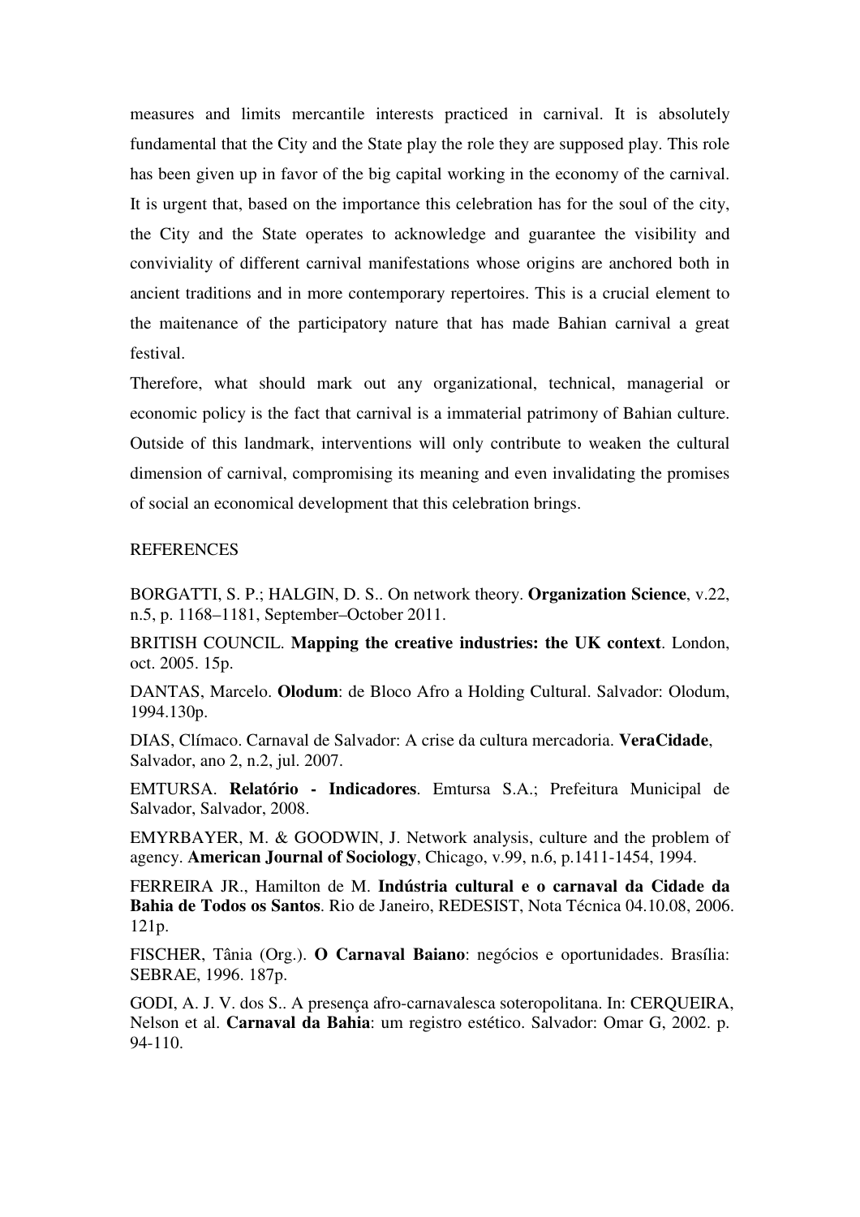measures and limits mercantile interests practiced in carnival. It is absolutely fundamental that the City and the State play the role they are supposed play. This role has been given up in favor of the big capital working in the economy of the carnival. It is urgent that, based on the importance this celebration has for the soul of the city, the City and the State operates to acknowledge and guarantee the visibility and conviviality of different carnival manifestations whose origins are anchored both in ancient traditions and in more contemporary repertoires. This is a crucial element to the maitenance of the participatory nature that has made Bahian carnival a great festival.

Therefore, what should mark out any organizational, technical, managerial or economic policy is the fact that carnival is a immaterial patrimony of Bahian culture. Outside of this landmark, interventions will only contribute to weaken the cultural dimension of carnival, compromising its meaning and even invalidating the promises of social an economical development that this celebration brings.

REFERENCES

BORGATTI, S. P.; HALGIN, D. S.. On network theory. **Organization Science**, v.22, n.5, p. 1168–1181, September–October 2011.

BRITISH COUNCIL. **Mapping the creative industries: the UK context**. London, oct. 2005. 15p.

DANTAS, Marcelo. **Olodum**: de Bloco Afro a Holding Cultural. Salvador: Olodum, 1994.130p.

DIAS, Clímaco. Carnaval de Salvador: A crise da cultura mercadoria. **VeraCidade**, Salvador, ano 2, n.2, jul. 2007.

EMTURSA. **Relatório - Indicadores**. Emtursa S.A.; Prefeitura Municipal de Salvador, Salvador, 2008.

EMYRBAYER, M. & GOODWIN, J. Network analysis, culture and the problem of agency. **American Journal of Sociology**, Chicago, v.99, n.6, p.1411-1454, 1994.

FERREIRA JR., Hamilton de M. **Indústria cultural e o carnaval da Cidade da Bahia de Todos os Santos**. Rio de Janeiro, REDESIST, Nota Técnica 04.10.08, 2006. 121p.

FISCHER, Tânia (Org.). **O Carnaval Baiano**: negócios e oportunidades. Brasília: SEBRAE, 1996. 187p.

GODI, A. J. V. dos S.. A presença afro-carnavalesca soteropolitana. In: CERQUEIRA, Nelson et al. **Carnaval da Bahia**: um registro estético. Salvador: Omar G, 2002. p. 94-110.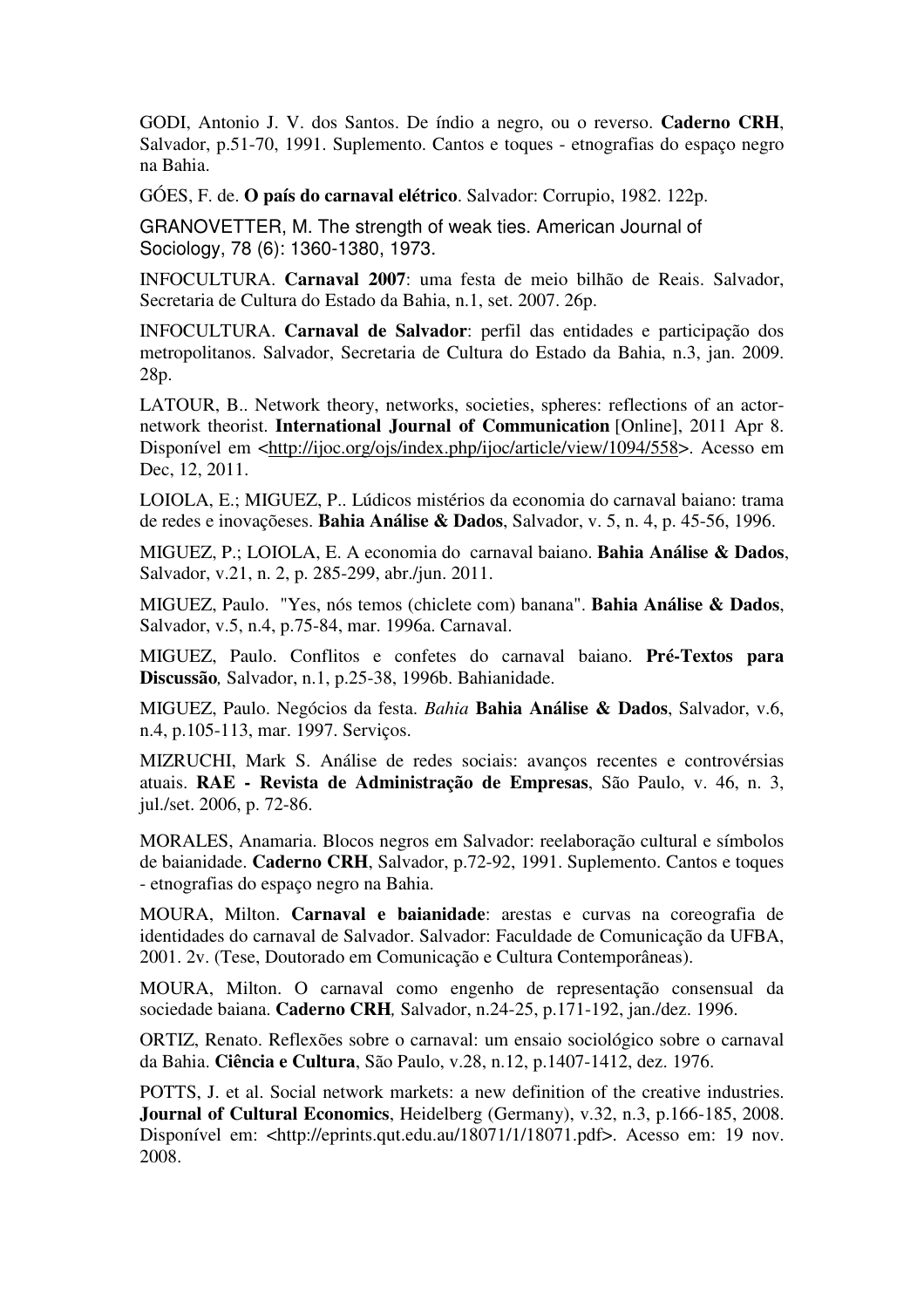GODI, Antonio J. V. dos Santos. De índio a negro, ou o reverso. **Caderno CRH**, Salvador, p.51-70, 1991. Suplemento. Cantos e toques - etnografias do espaço negro na Bahia.

GÓES, F. de. **O país do carnaval elétrico**. Salvador: Corrupio, 1982. 122p.

GRANOVETTER, M. The strength of weak ties. American Journal of Sociology, 78 (6): 1360-1380, 1973.

INFOCULTURA. **Carnaval 2007**: uma festa de meio bilhão de Reais. Salvador, Secretaria de Cultura do Estado da Bahia, n.1, set. 2007. 26p.

INFOCULTURA. **Carnaval de Salvador**: perfil das entidades e participação dos metropolitanos. Salvador, Secretaria de Cultura do Estado da Bahia, n.3, jan. 2009. 28p.

LATOUR, B.. Network theory, networks, societies, spheres: reflections of an actor-network theorist. **International Journal of Communication** [Online], 2011 Apr 8. Disponível em <http://ijoc.org/ojs/index.php/ijoc/article/view/1094/558>. Acesso em Dec, 12, 2011.

LOIOLA, E.; MIGUEZ, P.. Lúdicos mistérios da economia do carnaval baiano: trama de redes e inovaçõeses. **Bahia Análise & Dados**, Salvador, v. 5, n. 4, p. 45-56, 1996.

MIGUEZ, P.; LOIOLA, E. A economia do carnaval baiano. **Bahia Análise & Dados**, Salvador, v.21, n. 2, p. 285-299, abr./jun. 2011.

MIGUEZ, Paulo. "Yes, nós temos (chiclete com) banana". **Bahia Análise & Dados**, Salvador, v.5, n.4, p.75-84, mar. 1996a. Carnaval.

MIGUEZ, Paulo. Conflitos e confetes do carnaval baiano. **Pré-Textos para Discussão***,* Salvador, n.1, p.25-38, 1996b. Bahianidade.

MIGUEZ, Paulo. Negócios da festa. *Bahia* **Bahia Análise & Dados**, Salvador, v.6, n.4, p.105-113, mar. 1997. Serviços.

MIZRUCHI, Mark S. Análise de redes sociais: avanços recentes e controvérsias atuais. **RAE - Revista de Administração de Empresas**, São Paulo, v. 46, n. 3, jul./set. 2006, p. 72-86.

MORALES, Anamaria. Blocos negros em Salvador: reelaboração cultural e símbolos de baianidade. **Caderno CRH**, Salvador, p.72-92, 1991. Suplemento. Cantos e toques - etnografias do espaço negro na Bahia.

MOURA, Milton. **Carnaval e baianidade**: arestas e curvas na coreografia de identidades do carnaval de Salvador. Salvador: Faculdade de Comunicação da UFBA, 2001. 2v. (Tese, Doutorado em Comunicação e Cultura Contemporâneas).

MOURA, Milton. O carnaval como engenho de representação consensual da sociedade baiana. **Caderno CRH***,* Salvador, n.24-25, p.171-192, jan./dez. 1996.

ORTIZ, Renato. Reflexões sobre o carnaval: um ensaio sociológico sobre o carnaval da Bahia. **Ciência e Cultura**, São Paulo, v.28, n.12, p.1407-1412, dez. 1976.

POTTS, J. et al. Social network markets: a new definition of the creative industries. **Journal of Cultural Economics**, Heidelberg (Germany), v.32, n.3, p.166-185, 2008. Disponível em: <http://eprints.qut.edu.au/18071/1/18071.pdf>. Acesso em: 19 nov. 2008.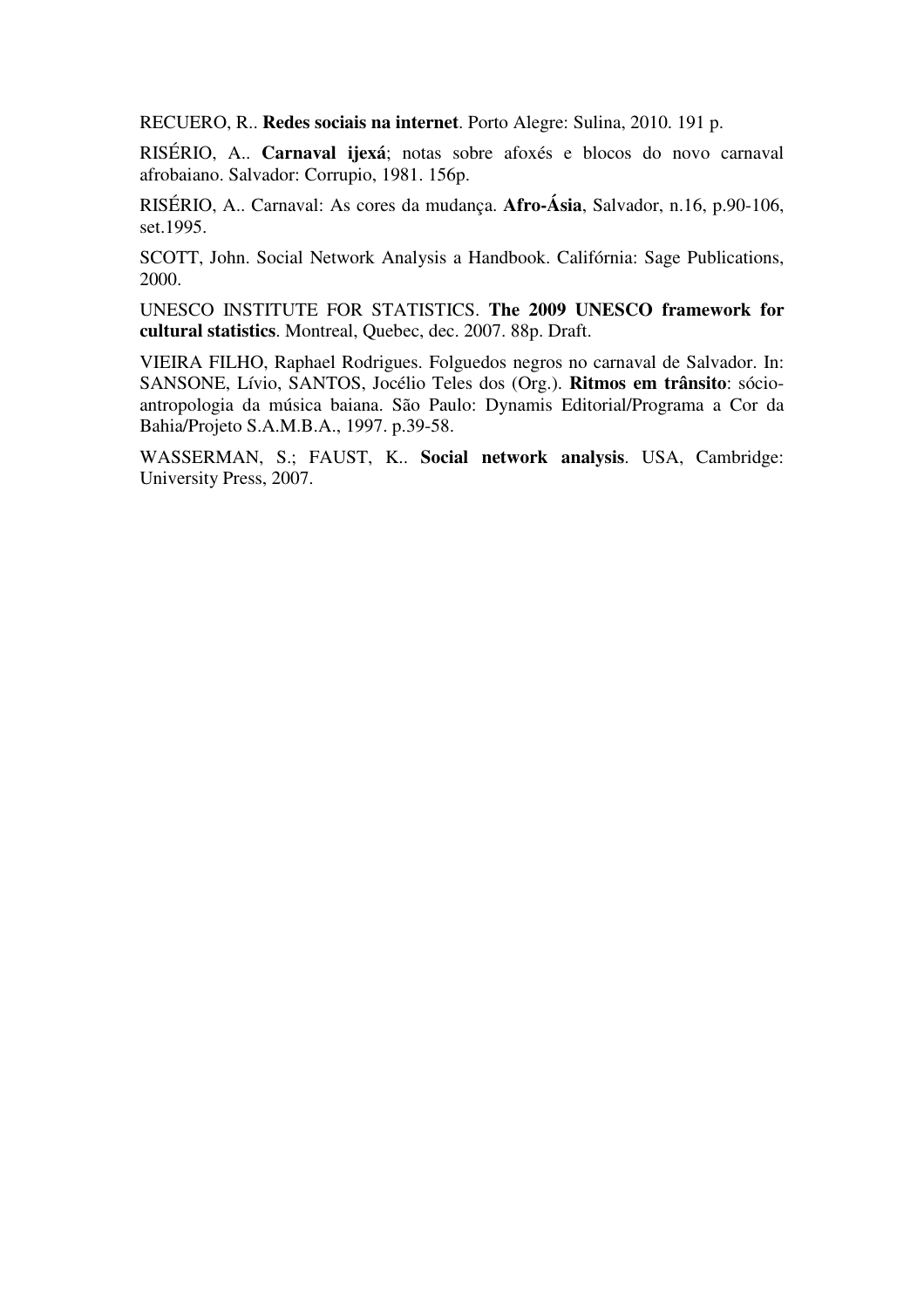RECUERO, R.. **Redes sociais na internet**. Porto Alegre: Sulina, 2010. 191 p.

RISÉRIO, A.. **Carnaval ijexá**; notas sobre afoxés e blocos do novo carnaval afrobaiano. Salvador: Corrupio, 1981. 156p.

RISÉRIO, A.. Carnaval: As cores da mudança. **Afro-Ásia**, Salvador, n.16, p.90-106, set.1995.

SCOTT, John. Social Network Analysis a Handbook. Califórnia: Sage Publications, 2000.

UNESCO INSTITUTE FOR STATISTICS. **The 2009 UNESCO framework for cultural statistics**. Montreal, Quebec, dec. 2007. 88p. Draft.

VIEIRA FILHO, Raphael Rodrigues. Folguedos negros no carnaval de Salvador. In: SANSONE, Lívio, SANTOS, Jocélio Teles dos (Org.). **Ritmos em trânsito**: sócio-antropologia da música baiana. São Paulo: Dynamis Editorial/Programa a Cor da Bahia/Projeto S.A.M.B.A., 1997. p.39-58.

WASSERMAN, S.; FAUST, K.. **Social network analysis**. USA, Cambridge: University Press, 2007.